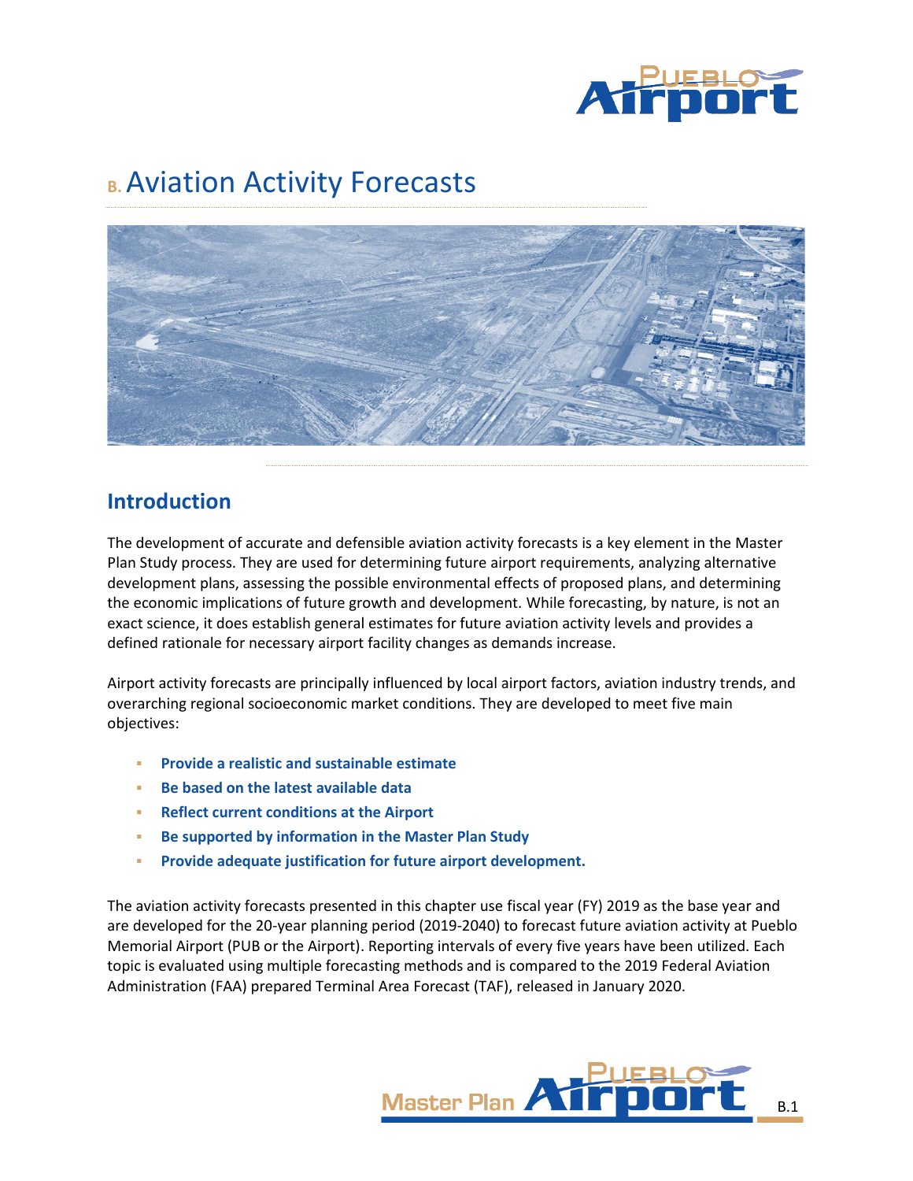# B. Aviation Activity Forecasts

## Introduction

The development of accurate and defensible aviation activity forecasts is a key element in the Master Plan Study process. They are used for determining future airport requirements, analyzing alternative development plans, assessing the possible environmental effects of proposed plans, and determining the economic implications of future growth and development. While forecasting, by nature, is not an exact science, it does establish general estimates for future aviation activity levels and provides a defined rationale for necessary airport facility changes as demands increase.

Airport activity forecasts are principally influenced by local airport factors, aviation industry trends, and overarching regional socioeconomic market conditions. They are developed to meet five main objectives:

- **Provide a realistic and sustainable estimate**
- **Be based on the latest available data**
- **Reflect current conditions at the Airport**
- **Be supported by information in the Master Plan Study**
- **Provide adequate justification for future airport development.**

The aviation activity forecasts presented in this chapter use fiscal year (FY) 2019 as the base year and are developed for the 20-year planning period (2019-2040) to forecast future aviation activity at Pueblo Memorial Airport (PUB or the Airport). Reporting intervals of every five years have been utilized. Each topic is evaluated using multiple forecasting methods and is compared to the 2019 Federal Aviation Administration (FAA) prepared Terminal Area Forecast (TAF), released in January 2020.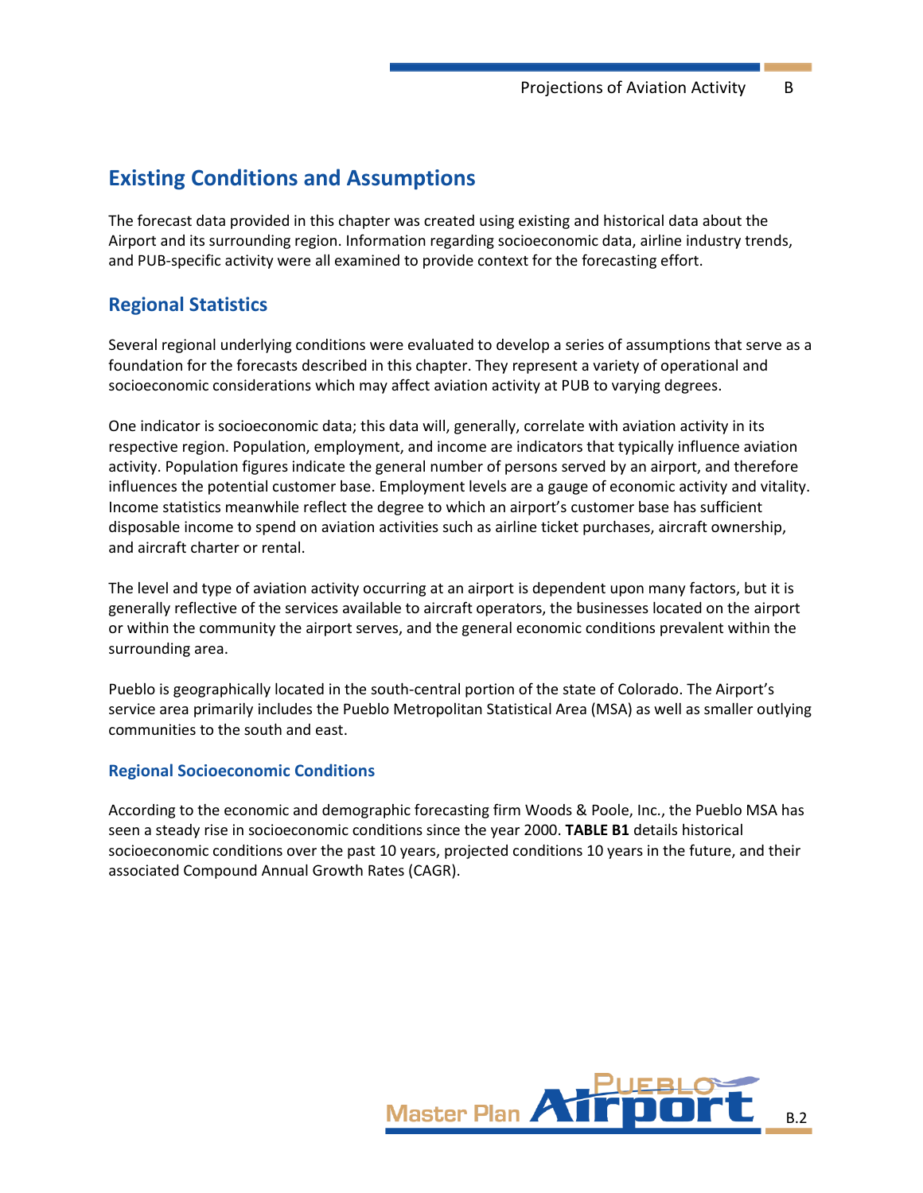## Existing Conditions and Assumptions

The forecast data provided in this chapter was created using existing and historical data about the Airport and its surrounding region. Information regarding socioeconomic data, airline industry trends, and PUB-specific activity were all examined to provide context for the forecasting effort.

## Regional Statistics

Several regional underlying conditions were evaluated to develop a series of assumptions that serve as a foundation for the forecasts described in this chapter. They represent a variety of operational and socioeconomic considerations which may affect aviation activity at PUB to varying degrees.

One indicator is socioeconomic data; this data will, generally, correlate with aviation activity in its respective region. Population, employment, and income are indicators that typically influence aviation activity. Population figures indicate the general number of persons served by an airport, and therefore influences the potential customer base. Employment levels are a gauge of economic activity and vitality. Income statistics meanwhile reflect the degree to which an airport's customer base has sufficient disposable income to spend on aviation activities such as airline ticket purchases, aircraft ownership, and aircraft charter or rental.

The level and type of aviation activity occurring at an airport is dependent upon many factors, but it is generally reflective of the services available to aircraft operators, the businesses located on the airport or within the community the airport serves, and the general economic conditions prevalent within the surrounding area.

Pueblo is geographically located in the south-central portion of the state of Colorado. The Airport's service area primarily includes the Pueblo Metropolitan Statistical Area (MSA) as well as smaller outlying communities to the south and east.

### Regional Socioeconomic Conditions

According to the economic and demographic forecasting firm Woods & Poole, Inc., the Pueblo MSA has seen a steady rise in socioeconomic conditions since the year 2000. **TABLE B1** details historical socioeconomic conditions over the past 10 years, projected conditions 10 years in the future, and their associated Compound Annual Growth Rates (CAGR).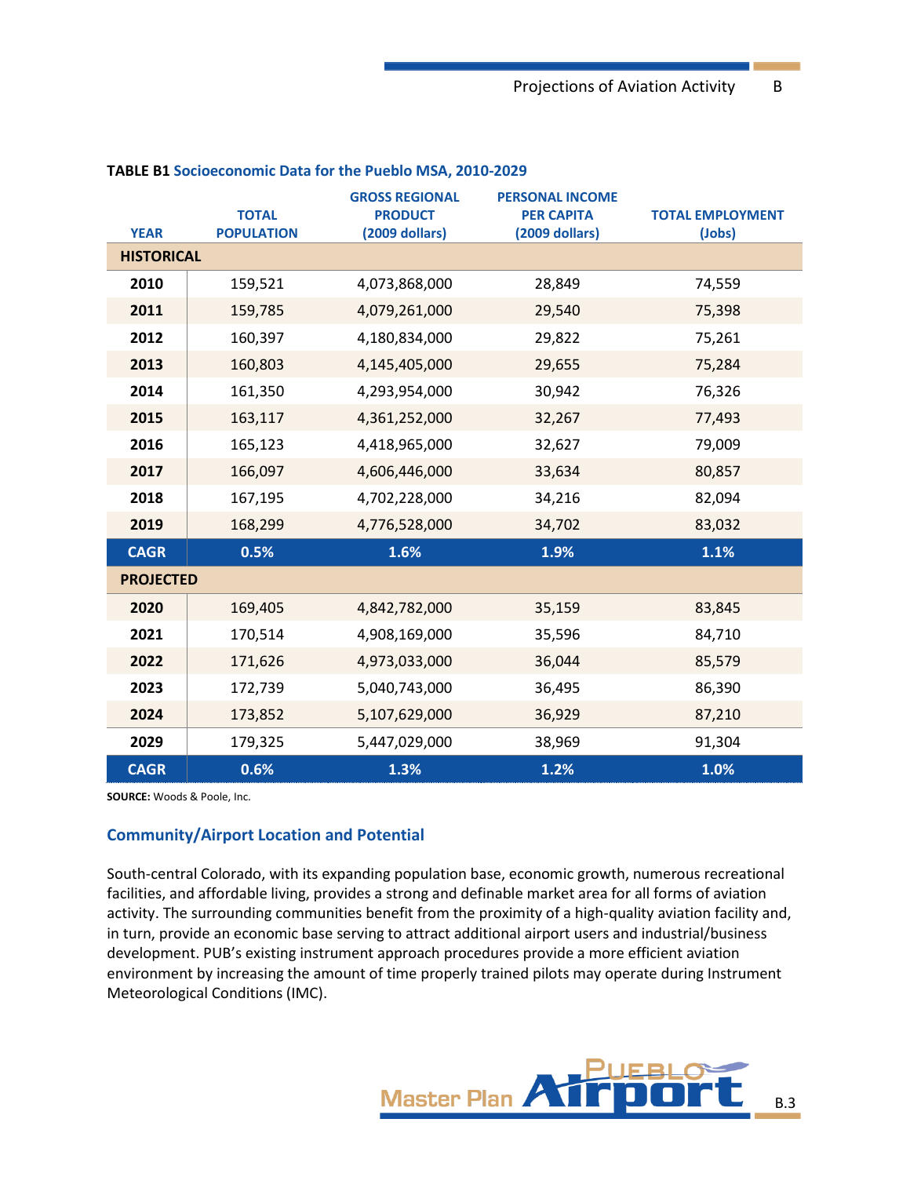**TABLE B1** Socioeconomic Data for the Pueblo MSA, 2010-2029

| YEAR | TOTAL POPULATION | GROSS REGIONAL PRODUCT (2009 dollars) | PERSONAL INCOME PER CAPITA (2009 dollars) | TOTAL EMPLOYMENT (Jobs) |
|---|---|---|---|---|
| **HISTORICAL** | | | | |
| **2010** | 159,521 | 4,073,868,000 | 28,849 | 74,559 |
| **2011** | 159,785 | 4,079,261,000 | 29,540 | 75,398 |
| **2012** | 160,397 | 4,180,834,000 | 29,822 | 75,261 |
| **2013** | 160,803 | 4,145,405,000 | 29,655 | 75,284 |
| **2014** | 161,350 | 4,293,954,000 | 30,942 | 76,326 |
| **2015** | 163,117 | 4,361,252,000 | 32,267 | 77,493 |
| **2016** | 165,123 | 4,418,965,000 | 32,627 | 79,009 |
| **2017** | 166,097 | 4,606,446,000 | 33,634 | 80,857 |
| **2018** | 167,195 | 4,702,228,000 | 34,216 | 82,094 |
| **2019** | 168,299 | 4,776,528,000 | 34,702 | 83,032 |
| **CAGR** | **0.5%** | **1.6%** | **1.9%** | **1.1%** |
| **PROJECTED** | | | | |
| **2020** | 169,405 | 4,842,782,000 | 35,159 | 83,845 |
| **2021** | 170,514 | 4,908,169,000 | 35,596 | 84,710 |
| **2022** | 171,626 | 4,973,033,000 | 36,044 | 85,579 |
| **2023** | 172,739 | 5,040,743,000 | 36,495 | 86,390 |
| **2024** | 173,852 | 5,107,629,000 | 36,929 | 87,210 |
| **2029** | 179,325 | 5,447,029,000 | 38,969 | 91,304 |
| **CAGR** | **0.6%** | **1.3%** | **1.2%** | **1.0%** |

**SOURCE:** Woods & Poole, Inc.

## Community/Airport Location and Potential

South-central Colorado, with its expanding population base, economic growth, numerous recreational facilities, and affordable living, provides a strong and definable market area for all forms of aviation activity. The surrounding communities benefit from the proximity of a high-quality aviation facility and, in turn, provide an economic base serving to attract additional airport users and industrial/business development. PUB's existing instrument approach procedures provide a more efficient aviation environment by increasing the amount of time properly trained pilots may operate during Instrument Meteorological Conditions (IMC).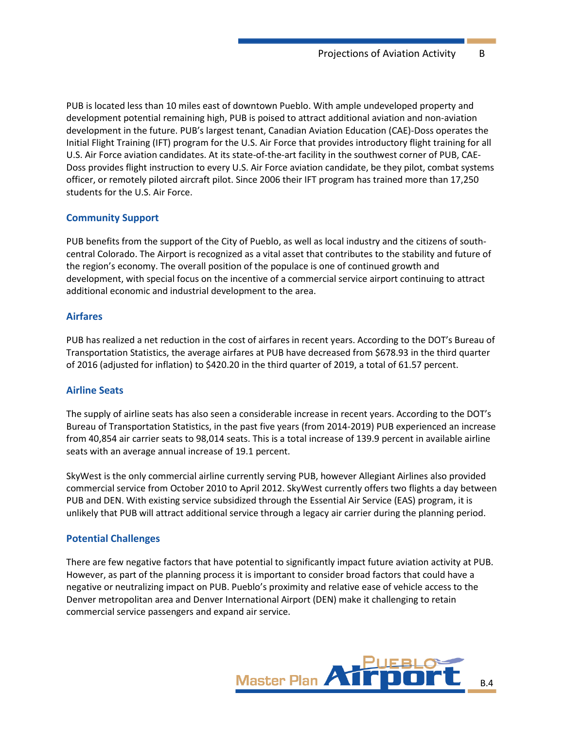PUB is located less than 10 miles east of downtown Pueblo. With ample undeveloped property and development potential remaining high, PUB is poised to attract additional aviation and non-aviation development in the future. PUB's largest tenant, Canadian Aviation Education (CAE)-Doss operates the Initial Flight Training (IFT) program for the U.S. Air Force that provides introductory flight training for all U.S. Air Force aviation candidates. At its state-of-the-art facility in the southwest corner of PUB, CAE-Doss provides flight instruction to every U.S. Air Force aviation candidate, be they pilot, combat systems officer, or remotely piloted aircraft pilot. Since 2006 their IFT program has trained more than 17,250 students for the U.S. Air Force.

### Community Support

PUB benefits from the support of the City of Pueblo, as well as local industry and the citizens of south-central Colorado. The Airport is recognized as a vital asset that contributes to the stability and future of the region's economy. The overall position of the populace is one of continued growth and development, with special focus on the incentive of a commercial service airport continuing to attract additional economic and industrial development to the area.

### Airfares

PUB has realized a net reduction in the cost of airfares in recent years. According to the DOT's Bureau of Transportation Statistics, the average airfares at PUB have decreased from $678.93 in the third quarter of 2016 (adjusted for inflation) to $420.20 in the third quarter of 2019, a total of 61.57 percent.

### Airline Seats

The supply of airline seats has also seen a considerable increase in recent years. According to the DOT's Bureau of Transportation Statistics, in the past five years (from 2014-2019) PUB experienced an increase from 40,854 air carrier seats to 98,014 seats. This is a total increase of 139.9 percent in available airline seats with an average annual increase of 19.1 percent.

SkyWest is the only commercial airline currently serving PUB, however Allegiant Airlines also provided commercial service from October 2010 to April 2012. SkyWest currently offers two flights a day between PUB and DEN. With existing service subsidized through the Essential Air Service (EAS) program, it is unlikely that PUB will attract additional service through a legacy air carrier during the planning period.

### Potential Challenges

There are few negative factors that have potential to significantly impact future aviation activity at PUB. However, as part of the planning process it is important to consider broad factors that could have a negative or neutralizing impact on PUB. Pueblo's proximity and relative ease of vehicle access to the Denver metropolitan area and Denver International Airport (DEN) make it challenging to retain commercial service passengers and expand air service.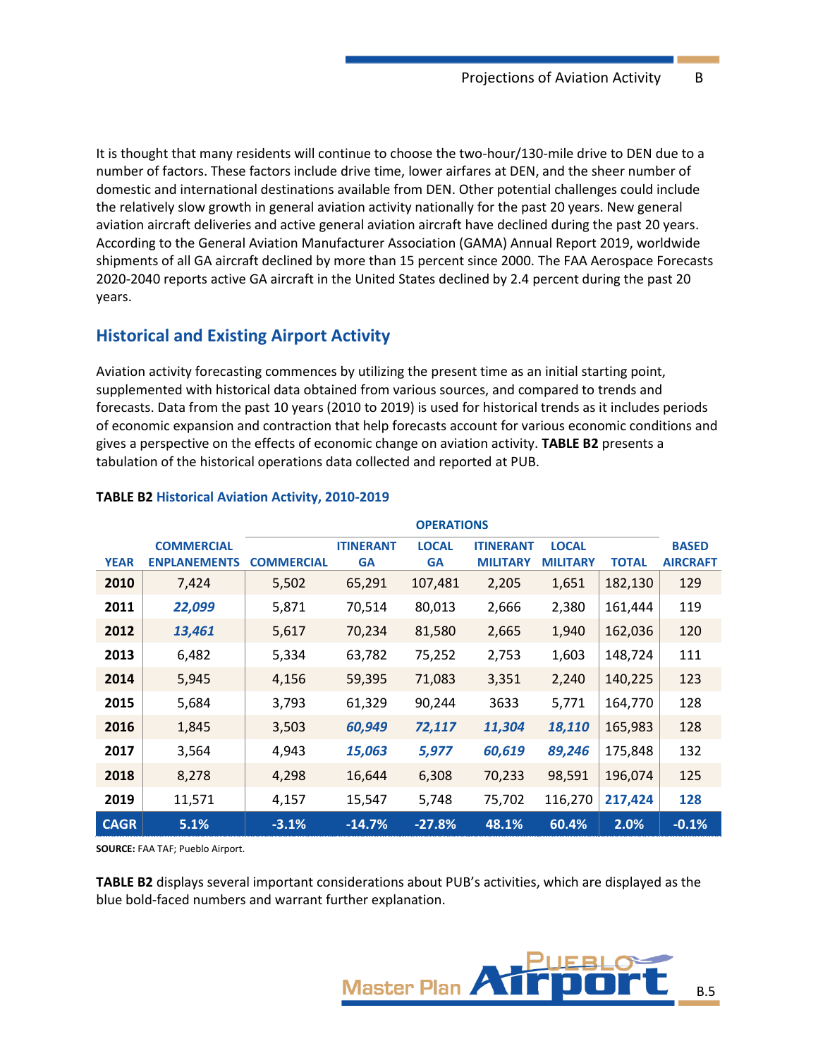It is thought that many residents will continue to choose the two-hour/130-mile drive to DEN due to a number of factors. These factors include drive time, lower airfares at DEN, and the sheer number of domestic and international destinations available from DEN. Other potential challenges could include the relatively slow growth in general aviation activity nationally for the past 20 years. New general aviation aircraft deliveries and active general aviation aircraft have declined during the past 20 years. According to the General Aviation Manufacturer Association (GAMA) Annual Report 2019, worldwide shipments of all GA aircraft declined by more than 15 percent since 2000. The FAA Aerospace Forecasts 2020-2040 reports active GA aircraft in the United States declined by 2.4 percent during the past 20 years.

## Historical and Existing Airport Activity

Aviation activity forecasting commences by utilizing the present time as an initial starting point, supplemented with historical data obtained from various sources, and compared to trends and forecasts. Data from the past 10 years (2010 to 2019) is used for historical trends as it includes periods of economic expansion and contraction that help forecasts account for various economic conditions and gives a perspective on the effects of economic change on aviation activity. **TABLE B2** presents a tabulation of the historical operations data collected and reported at PUB.

**TABLE B2 Historical Aviation Activity, 2010-2019**

| | | OPERATIONS | | | | | | | |
|---|---|---|---|---|---|---|---|---|---|
| YEAR | COMMERCIAL ENPLANEMENTS | COMMERCIAL | ITINERANT GA | LOCAL GA | ITINERANT MILITARY | LOCAL MILITARY | TOTAL | BASED AIRCRAFT |
| 2010 | 7,424 | 5,502 | 65,291 | 107,481 | 2,205 | 1,651 | 182,130 | 129 |
| 2011 | ***22,099*** | 5,871 | 70,514 | 80,013 | 2,666 | 2,380 | 161,444 | 119 |
| 2012 | ***13,461*** | 5,617 | 70,234 | 81,580 | 2,665 | 1,940 | 162,036 | 120 |
| 2013 | 6,482 | 5,334 | 63,782 | 75,252 | 2,753 | 1,603 | 148,724 | 111 |
| 2014 | 5,945 | 4,156 | 59,395 | 71,083 | 3,351 | 2,240 | 140,225 | 123 |
| 2015 | 5,684 | 3,793 | 61,329 | 90,244 | 3633 | 5,771 | 164,770 | 128 |
| 2016 | 1,845 | 3,503 | ***60,949*** | ***72,117*** | ***11,304*** | ***18,110*** | 165,983 | 128 |
| 2017 | 3,564 | 4,943 | ***15,063*** | ***5,977*** | ***60,619*** | ***89,246*** | 175,848 | 132 |
| 2018 | 8,278 | 4,298 | 16,644 | 6,308 | 70,233 | 98,591 | 196,074 | 125 |
| 2019 | 11,571 | 4,157 | 15,547 | 5,748 | 75,702 | 116,270 | **217,424** | **128** |
| **CAGR** | **5.1%** | **-3.1%** | **-14.7%** | **-27.8%** | **48.1%** | **60.4%** | **2.0%** | **-0.1%** |

**SOURCE:** FAA TAF; Pueblo Airport.

**TABLE B2** displays several important considerations about PUB's activities, which are displayed as the blue bold-faced numbers and warrant further explanation.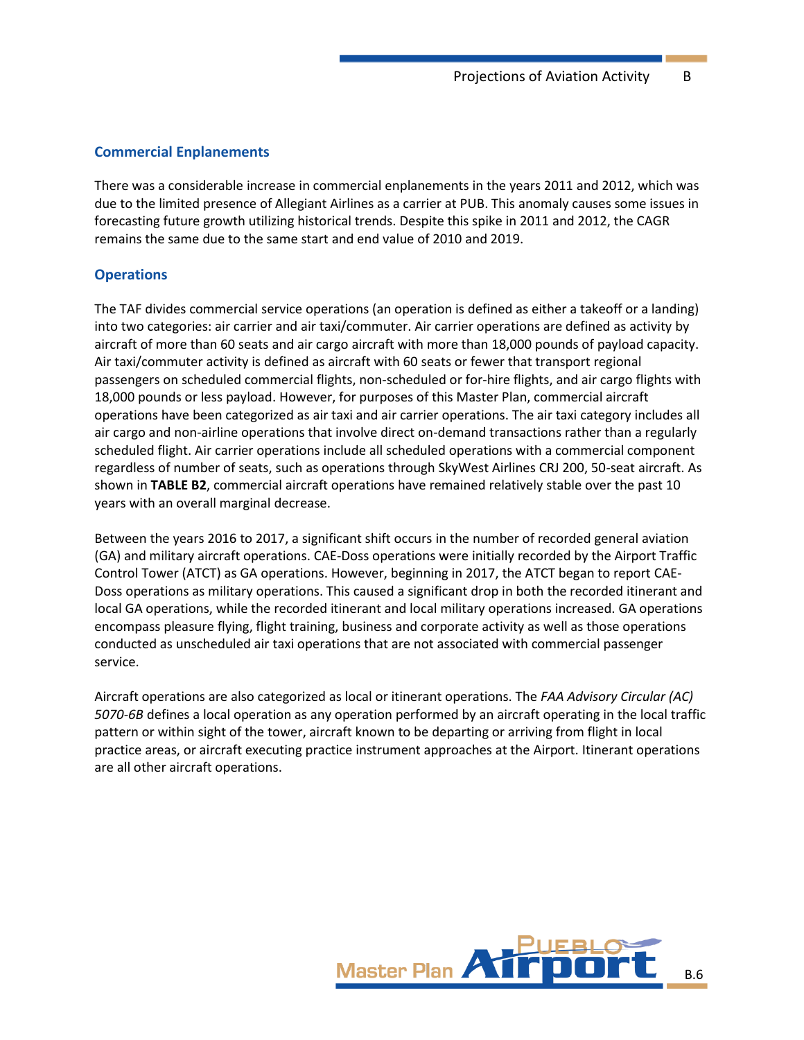## Commercial Enplanements

There was a considerable increase in commercial enplanements in the years 2011 and 2012, which was due to the limited presence of Allegiant Airlines as a carrier at PUB. This anomaly causes some issues in forecasting future growth utilizing historical trends. Despite this spike in 2011 and 2012, the CAGR remains the same due to the same start and end value of 2010 and 2019.

## Operations

The TAF divides commercial service operations (an operation is defined as either a takeoff or a landing) into two categories: air carrier and air taxi/commuter. Air carrier operations are defined as activity by aircraft of more than 60 seats and air cargo aircraft with more than 18,000 pounds of payload capacity. Air taxi/commuter activity is defined as aircraft with 60 seats or fewer that transport regional passengers on scheduled commercial flights, non-scheduled or for-hire flights, and air cargo flights with 18,000 pounds or less payload. However, for purposes of this Master Plan, commercial aircraft operations have been categorized as air taxi and air carrier operations. The air taxi category includes all air cargo and non-airline operations that involve direct on-demand transactions rather than a regularly scheduled flight. Air carrier operations include all scheduled operations with a commercial component regardless of number of seats, such as operations through SkyWest Airlines CRJ 200, 50-seat aircraft. As shown in **TABLE B2**, commercial aircraft operations have remained relatively stable over the past 10 years with an overall marginal decrease.

Between the years 2016 to 2017, a significant shift occurs in the number of recorded general aviation (GA) and military aircraft operations. CAE-Doss operations were initially recorded by the Airport Traffic Control Tower (ATCT) as GA operations. However, beginning in 2017, the ATCT began to report CAE-Doss operations as military operations. This caused a significant drop in both the recorded itinerant and local GA operations, while the recorded itinerant and local military operations increased. GA operations encompass pleasure flying, flight training, business and corporate activity as well as those operations conducted as unscheduled air taxi operations that are not associated with commercial passenger service.

Aircraft operations are also categorized as local or itinerant operations. The *FAA Advisory Circular (AC) 5070-6B* defines a local operation as any operation performed by an aircraft operating in the local traffic pattern or within sight of the tower, aircraft known to be departing or arriving from flight in local practice areas, or aircraft executing practice instrument approaches at the Airport. Itinerant operations are all other aircraft operations.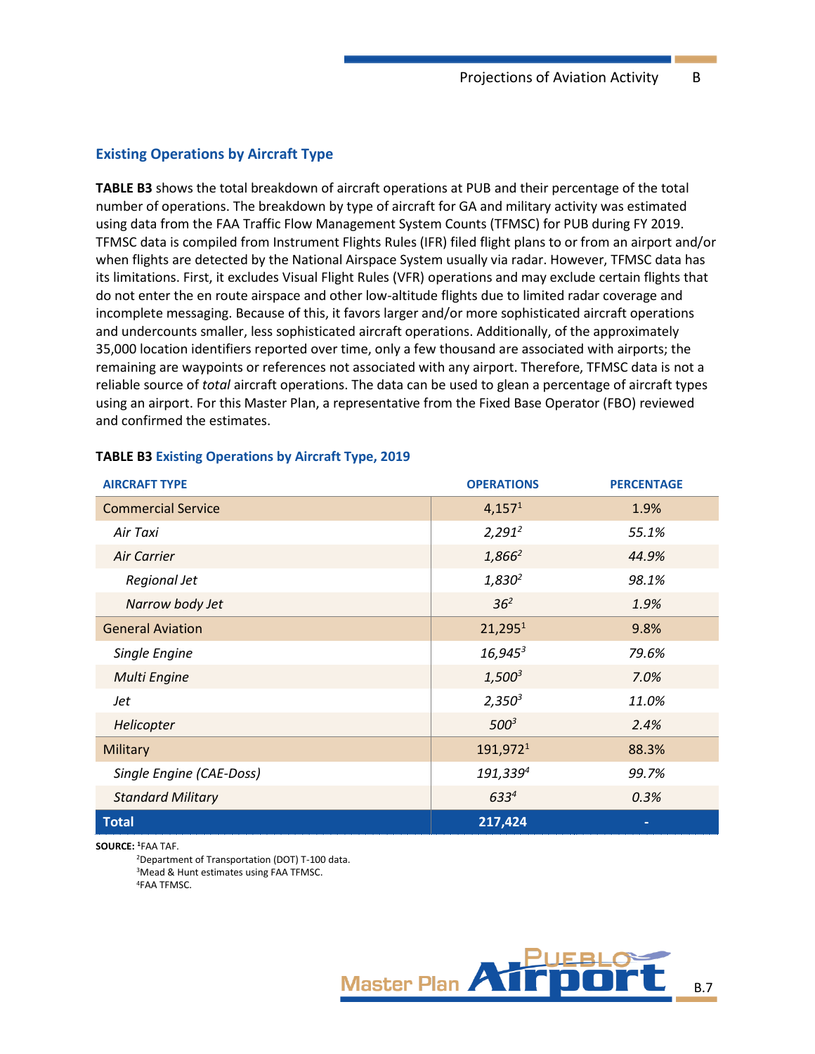### Existing Operations by Aircraft Type

**TABLE B3** shows the total breakdown of aircraft operations at PUB and their percentage of the total number of operations. The breakdown by type of aircraft for GA and military activity was estimated using data from the FAA Traffic Flow Management System Counts (TFMSC) for PUB during FY 2019. TFMSC data is compiled from Instrument Flights Rules (IFR) filed flight plans to or from an airport and/or when flights are detected by the National Airspace System usually via radar. However, TFMSC data has its limitations. First, it excludes Visual Flight Rules (VFR) operations and may exclude certain flights that do not enter the en route airspace and other low-altitude flights due to limited radar coverage and incomplete messaging. Because of this, it favors larger and/or more sophisticated aircraft operations and undercounts smaller, less sophisticated aircraft operations. Additionally, of the approximately 35,000 location identifiers reported over time, only a few thousand are associated with airports; the remaining are waypoints or references not associated with any airport. Therefore, TFMSC data is not a reliable source of *total* aircraft operations. The data can be used to glean a percentage of aircraft types using an airport. For this Master Plan, a representative from the Fixed Base Operator (FBO) reviewed and confirmed the estimates.

**TABLE B3 Existing Operations by Aircraft Type, 2019**

| AIRCRAFT TYPE | OPERATIONS | PERCENTAGE |
|---|---|---|
| Commercial Service | 4,157[1] | 1.9% |
| *Air Taxi* | *2,291[2]* | *55.1%* |
| *Air Carrier* | *1,866[2]* | *44.9%* |
| *Regional Jet* | *1,830[2]* | *98.1%* |
| *Narrow body Jet* | *36[2]* | *1.9%* |
| General Aviation | 21,295[1] | 9.8% |
| *Single Engine* | *16,945[3]* | *79.6%* |
| *Multi Engine* | *1,500[3]* | *7.0%* |
| *Jet* | *2,350[3]* | *11.0%* |
| *Helicopter* | *500[3]* | *2.4%* |
| Military | 191,972[1] | 88.3% |
| *Single Engine (CAE-Doss)* | *191,339[4]* | *99.7%* |
| *Standard Military* | *633[4]* | *0.3%* |
| **Total** | **217,424** | **-** |

**SOURCE:** [1]FAA TAF.
[2]Department of Transportation (DOT) T-100 data.
[3]Mead & Hunt estimates using FAA TFMSC.
[4]FAA TFMSC.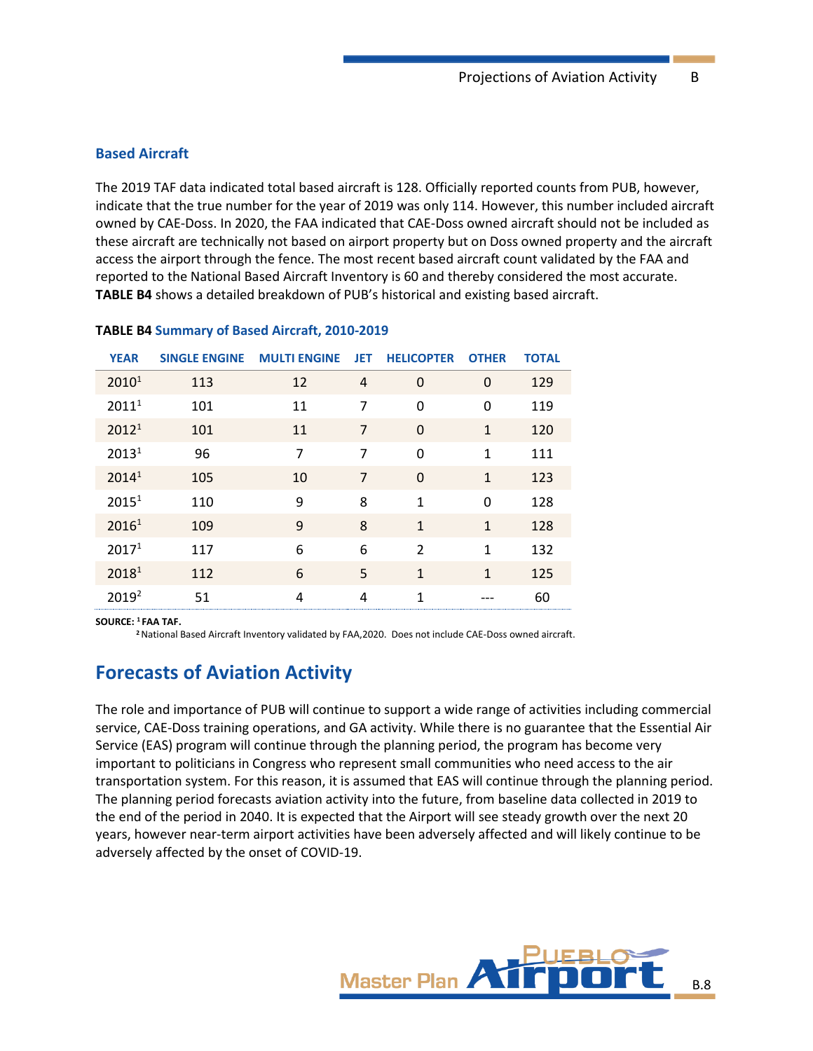### Based Aircraft

The 2019 TAF data indicated total based aircraft is 128. Officially reported counts from PUB, however, indicate that the true number for the year of 2019 was only 114. However, this number included aircraft owned by CAE-Doss. In 2020, the FAA indicated that CAE-Doss owned aircraft should not be included as these aircraft are technically not based on airport property but on Doss owned property and the aircraft access the airport through the fence. The most recent based aircraft count validated by the FAA and reported to the National Based Aircraft Inventory is 60 and thereby considered the most accurate. **TABLE B4** shows a detailed breakdown of PUB's historical and existing based aircraft.

**TABLE B4** Summary of Based Aircraft, 2010-2019

| YEAR | SINGLE ENGINE | MULTI ENGINE | JET | HELICOPTER | OTHER | TOTAL |
|---|---|---|---|---|---|---|
| 2010[1] | 113 | 12 | 4 | 0 | 0 | 129 |
| 2011[1] | 101 | 11 | 7 | 0 | 0 | 119 |
| 2012[1] | 101 | 11 | 7 | 0 | 1 | 120 |
| 2013[1] | 96 | 7 | 7 | 0 | 1 | 111 |
| 2014[1] | 105 | 10 | 7 | 0 | 1 | 123 |
| 2015[1] | 110 | 9 | 8 | 1 | 0 | 128 |
| 2016[1] | 109 | 9 | 8 | 1 | 1 | 128 |
| 2017[1] | 117 | 6 | 6 | 2 | 1 | 132 |
| 2018[1] | 112 | 6 | 5 | 1 | 1 | 125 |
| 2019[2] | 51 | 4 | 4 | 1 | --- | 60 |

SOURCE: [1] FAA TAF.
[2] National Based Aircraft Inventory validated by FAA,2020. Does not include CAE-Doss owned aircraft.

## Forecasts of Aviation Activity

The role and importance of PUB will continue to support a wide range of activities including commercial service, CAE-Doss training operations, and GA activity. While there is no guarantee that the Essential Air Service (EAS) program will continue through the planning period, the program has become very important to politicians in Congress who represent small communities who need access to the air transportation system. For this reason, it is assumed that EAS will continue through the planning period. The planning period forecasts aviation activity into the future, from baseline data collected in 2019 to the end of the period in 2040. It is expected that the Airport will see steady growth over the next 20 years, however near-term airport activities have been adversely affected and will likely continue to be adversely affected by the onset of COVID-19.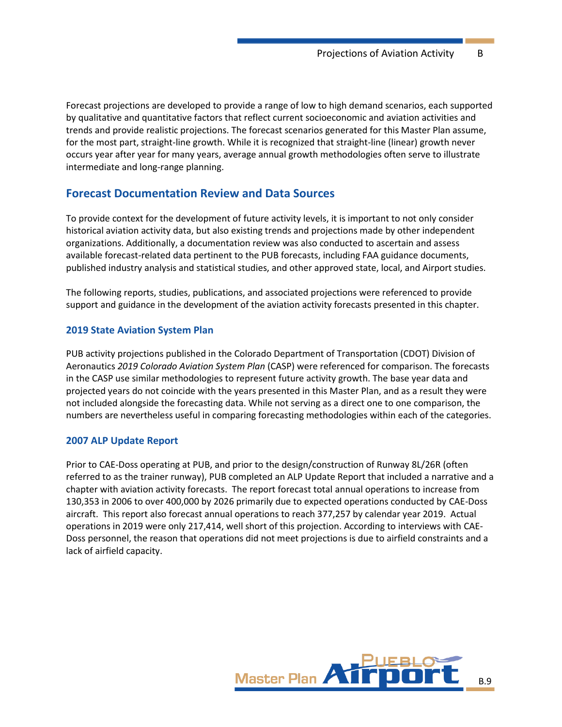Forecast projections are developed to provide a range of low to high demand scenarios, each supported by qualitative and quantitative factors that reflect current socioeconomic and aviation activities and trends and provide realistic projections. The forecast scenarios generated for this Master Plan assume, for the most part, straight-line growth. While it is recognized that straight-line (linear) growth never occurs year after year for many years, average annual growth methodologies often serve to illustrate intermediate and long-range planning.

## Forecast Documentation Review and Data Sources

To provide context for the development of future activity levels, it is important to not only consider historical aviation activity data, but also existing trends and projections made by other independent organizations. Additionally, a documentation review was also conducted to ascertain and assess available forecast-related data pertinent to the PUB forecasts, including FAA guidance documents, published industry analysis and statistical studies, and other approved state, local, and Airport studies.

The following reports, studies, publications, and associated projections were referenced to provide support and guidance in the development of the aviation activity forecasts presented in this chapter.

### 2019 State Aviation System Plan

PUB activity projections published in the Colorado Department of Transportation (CDOT) Division of Aeronautics *2019 Colorado Aviation System Plan* (CASP) were referenced for comparison. The forecasts in the CASP use similar methodologies to represent future activity growth. The base year data and projected years do not coincide with the years presented in this Master Plan, and as a result they were not included alongside the forecasting data. While not serving as a direct one to one comparison, the numbers are nevertheless useful in comparing forecasting methodologies within each of the categories.

### 2007 ALP Update Report

Prior to CAE-Doss operating at PUB, and prior to the design/construction of Runway 8L/26R (often referred to as the trainer runway), PUB completed an ALP Update Report that included a narrative and a chapter with aviation activity forecasts. The report forecast total annual operations to increase from 130,353 in 2006 to over 400,000 by 2026 primarily due to expected operations conducted by CAE-Doss aircraft. This report also forecast annual operations to reach 377,257 by calendar year 2019. Actual operations in 2019 were only 217,414, well short of this projection. According to interviews with CAE-Doss personnel, the reason that operations did not meet projections is due to airfield constraints and a lack of airfield capacity.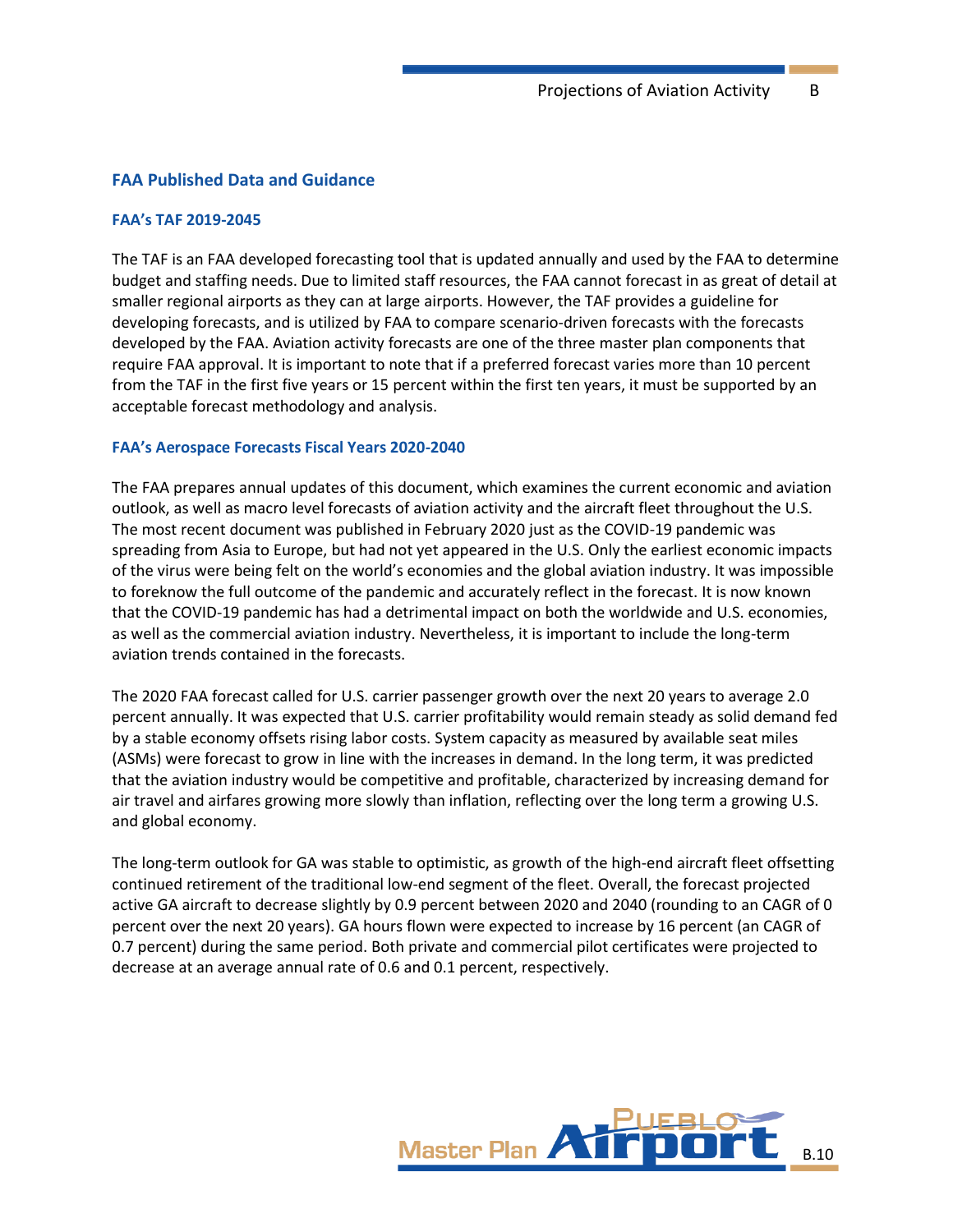## FAA Published Data and Guidance

### FAA's TAF 2019-2045

The TAF is an FAA developed forecasting tool that is updated annually and used by the FAA to determine budget and staffing needs. Due to limited staff resources, the FAA cannot forecast in as great of detail at smaller regional airports as they can at large airports. However, the TAF provides a guideline for developing forecasts, and is utilized by FAA to compare scenario-driven forecasts with the forecasts developed by the FAA. Aviation activity forecasts are one of the three master plan components that require FAA approval. It is important to note that if a preferred forecast varies more than 10 percent from the TAF in the first five years or 15 percent within the first ten years, it must be supported by an acceptable forecast methodology and analysis.

### FAA's Aerospace Forecasts Fiscal Years 2020-2040

The FAA prepares annual updates of this document, which examines the current economic and aviation outlook, as well as macro level forecasts of aviation activity and the aircraft fleet throughout the U.S. The most recent document was published in February 2020 just as the COVID-19 pandemic was spreading from Asia to Europe, but had not yet appeared in the U.S. Only the earliest economic impacts of the virus were being felt on the world's economies and the global aviation industry. It was impossible to foreknow the full outcome of the pandemic and accurately reflect in the forecast. It is now known that the COVID-19 pandemic has had a detrimental impact on both the worldwide and U.S. economies, as well as the commercial aviation industry. Nevertheless, it is important to include the long-term aviation trends contained in the forecasts.

The 2020 FAA forecast called for U.S. carrier passenger growth over the next 20 years to average 2.0 percent annually. It was expected that U.S. carrier profitability would remain steady as solid demand fed by a stable economy offsets rising labor costs. System capacity as measured by available seat miles (ASMs) were forecast to grow in line with the increases in demand. In the long term, it was predicted that the aviation industry would be competitive and profitable, characterized by increasing demand for air travel and airfares growing more slowly than inflation, reflecting over the long term a growing U.S. and global economy.

The long-term outlook for GA was stable to optimistic, as growth of the high-end aircraft fleet offsetting continued retirement of the traditional low-end segment of the fleet. Overall, the forecast projected active GA aircraft to decrease slightly by 0.9 percent between 2020 and 2040 (rounding to an CAGR of 0 percent over the next 20 years). GA hours flown were expected to increase by 16 percent (an CAGR of 0.7 percent) during the same period. Both private and commercial pilot certificates were projected to decrease at an average annual rate of 0.6 and 0.1 percent, respectively.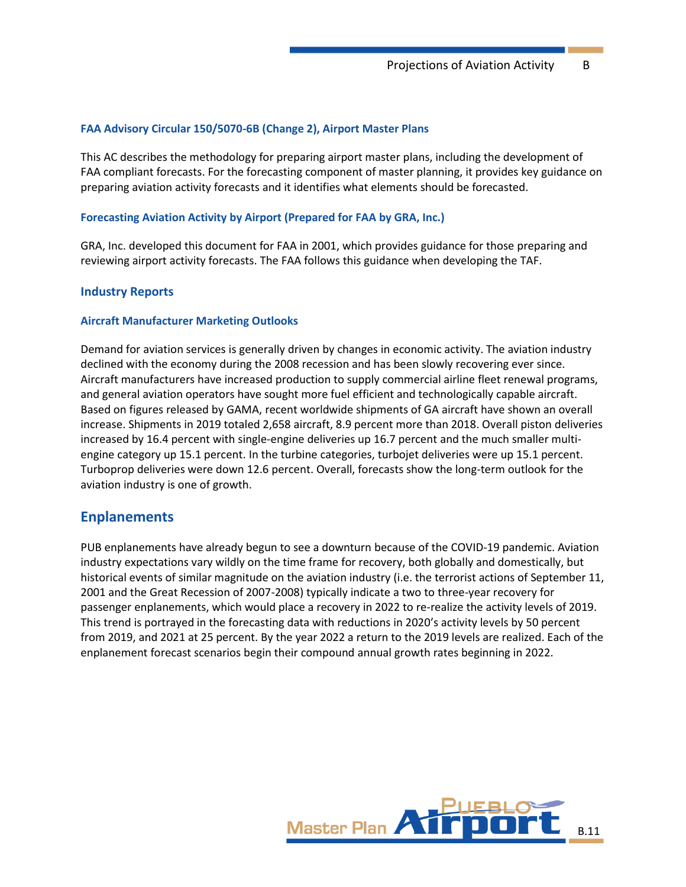### FAA Advisory Circular 150/5070-6B (Change 2), Airport Master Plans

This AC describes the methodology for preparing airport master plans, including the development of FAA compliant forecasts. For the forecasting component of master planning, it provides key guidance on preparing aviation activity forecasts and it identifies what elements should be forecasted.

### Forecasting Aviation Activity by Airport (Prepared for FAA by GRA, Inc.)

GRA, Inc. developed this document for FAA in 2001, which provides guidance for those preparing and reviewing airport activity forecasts. The FAA follows this guidance when developing the TAF.

## Industry Reports

### Aircraft Manufacturer Marketing Outlooks

Demand for aviation services is generally driven by changes in economic activity. The aviation industry declined with the economy during the 2008 recession and has been slowly recovering ever since. Aircraft manufacturers have increased production to supply commercial airline fleet renewal programs, and general aviation operators have sought more fuel efficient and technologically capable aircraft. Based on figures released by GAMA, recent worldwide shipments of GA aircraft have shown an overall increase. Shipments in 2019 totaled 2,658 aircraft, 8.9 percent more than 2018. Overall piston deliveries increased by 16.4 percent with single-engine deliveries up 16.7 percent and the much smaller multi-engine category up 15.1 percent. In the turbine categories, turbojet deliveries were up 15.1 percent. Turboprop deliveries were down 12.6 percent. Overall, forecasts show the long-term outlook for the aviation industry is one of growth.

## Enplanements

PUB enplanements have already begun to see a downturn because of the COVID-19 pandemic. Aviation industry expectations vary wildly on the time frame for recovery, both globally and domestically, but historical events of similar magnitude on the aviation industry (i.e. the terrorist actions of September 11, 2001 and the Great Recession of 2007-2008) typically indicate a two to three-year recovery for passenger enplanements, which would place a recovery in 2022 to re-realize the activity levels of 2019. This trend is portrayed in the forecasting data with reductions in 2020's activity levels by 50 percent from 2019, and 2021 at 25 percent. By the year 2022 a return to the 2019 levels are realized. Each of the enplanement forecast scenarios begin their compound annual growth rates beginning in 2022.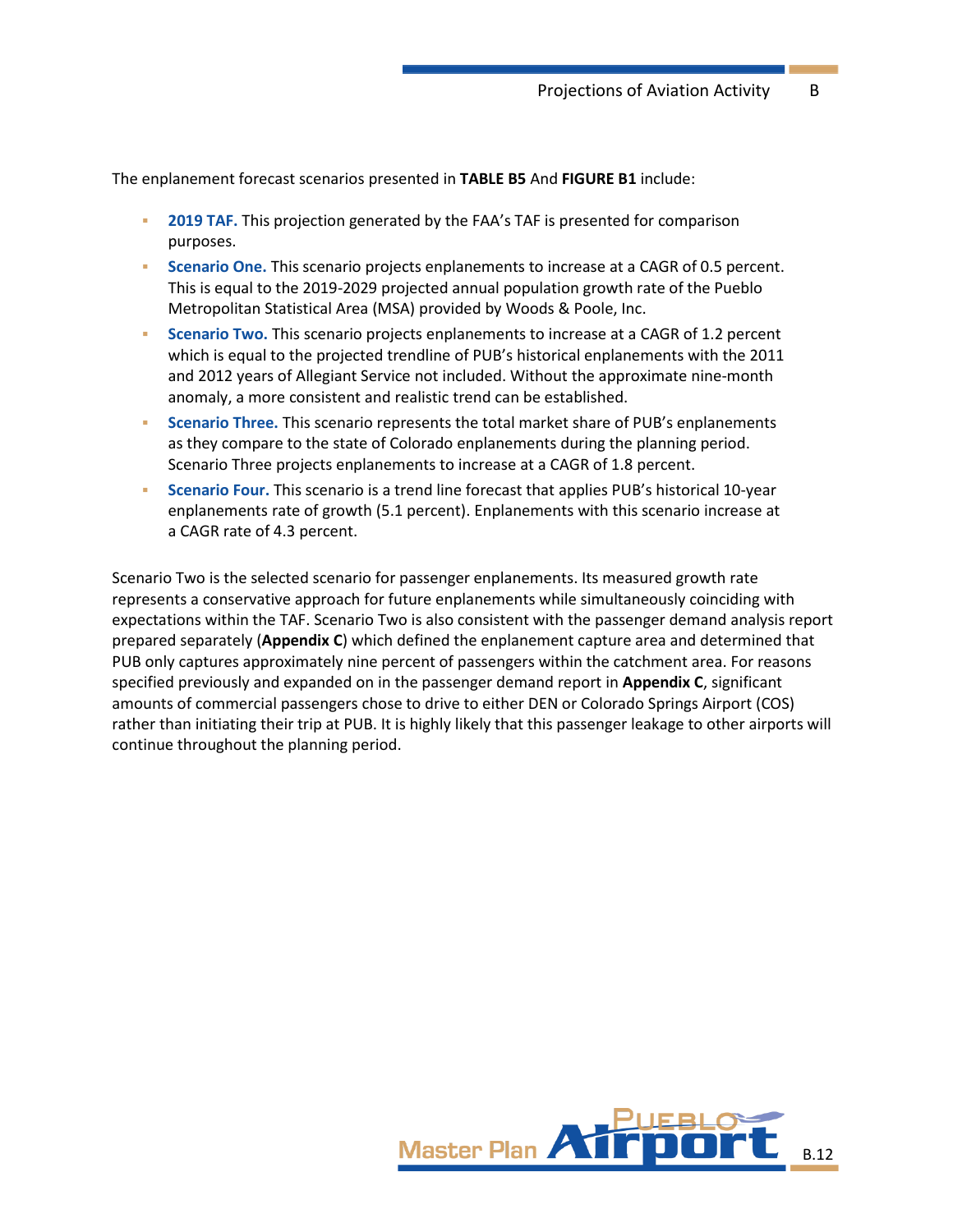The enplanement forecast scenarios presented in **TABLE B5** And **FIGURE B1** include:

- **2019 TAF.** This projection generated by the FAA's TAF is presented for comparison purposes.
- **Scenario One.** This scenario projects enplanements to increase at a CAGR of 0.5 percent. This is equal to the 2019-2029 projected annual population growth rate of the Pueblo Metropolitan Statistical Area (MSA) provided by Woods & Poole, Inc.
- **Scenario Two.** This scenario projects enplanements to increase at a CAGR of 1.2 percent which is equal to the projected trendline of PUB's historical enplanements with the 2011 and 2012 years of Allegiant Service not included. Without the approximate nine-month anomaly, a more consistent and realistic trend can be established.
- **Scenario Three.** This scenario represents the total market share of PUB's enplanements as they compare to the state of Colorado enplanements during the planning period. Scenario Three projects enplanements to increase at a CAGR of 1.8 percent.
- **Scenario Four.** This scenario is a trend line forecast that applies PUB's historical 10-year enplanements rate of growth (5.1 percent). Enplanements with this scenario increase at a CAGR rate of 4.3 percent.

Scenario Two is the selected scenario for passenger enplanements. Its measured growth rate represents a conservative approach for future enplanements while simultaneously coinciding with expectations within the TAF. Scenario Two is also consistent with the passenger demand analysis report prepared separately (**Appendix C**) which defined the enplanement capture area and determined that PUB only captures approximately nine percent of passengers within the catchment area. For reasons specified previously and expanded on in the passenger demand report in **Appendix C**, significant amounts of commercial passengers chose to drive to either DEN or Colorado Springs Airport (COS) rather than initiating their trip at PUB. It is highly likely that this passenger leakage to other airports will continue throughout the planning period.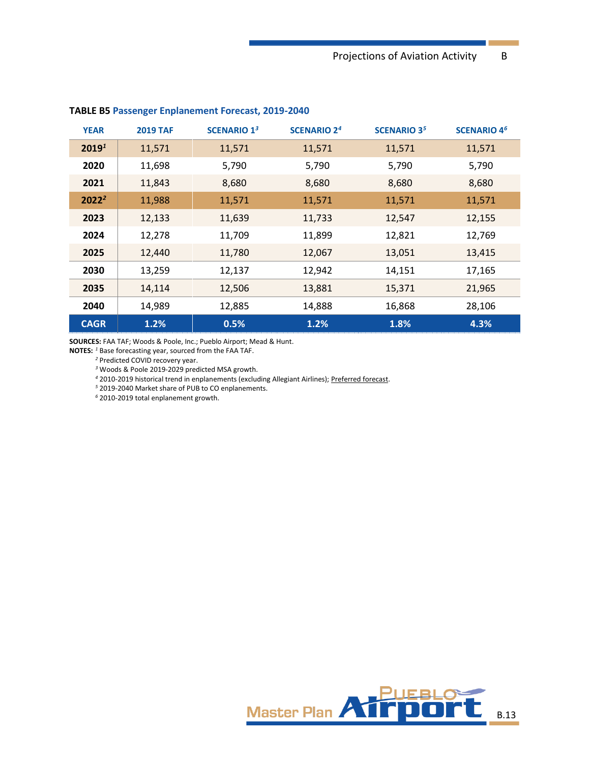**TABLE B5 Passenger Enplanement Forecast, 2019-2040**

| YEAR | 2019 TAF | SCENARIO 1[3] | SCENARIO 2[4] | SCENARIO 3[5] | SCENARIO 4[6] |
|---|---|---|---|---|---|
| 2019[1] | 11,571 | 11,571 | 11,571 | 11,571 | 11,571 |
| 2020 | 11,698 | 5,790 | 5,790 | 5,790 | 5,790 |
| 2021 | 11,843 | 8,680 | 8,680 | 8,680 | 8,680 |
| 2022[2] | 11,988 | 11,571 | 11,571 | 11,571 | 11,571 |
| 2023 | 12,133 | 11,639 | 11,733 | 12,547 | 12,155 |
| 2024 | 12,278 | 11,709 | 11,899 | 12,821 | 12,769 |
| 2025 | 12,440 | 11,780 | 12,067 | 13,051 | 13,415 |
| 2030 | 13,259 | 12,137 | 12,942 | 14,151 | 17,165 |
| 2035 | 14,114 | 12,506 | 13,881 | 15,371 | 21,965 |
| 2040 | 14,989 | 12,885 | 14,888 | 16,868 | 28,106 |
| **CAGR** | **1.2%** | **0.5%** | **1.2%** | **1.8%** | **4.3%** |

**SOURCES:** FAA TAF; Woods & Poole, Inc.; Pueblo Airport; Mead & Hunt.

**NOTES:** [1] Base forecasting year, sourced from the FAA TAF.

[2] Predicted COVID recovery year.

[3] Woods & Poole 2019-2029 predicted MSA growth.

[4] 2010-2019 historical trend in enplanements (excluding Allegiant Airlines); Preferred forecast.

[5] 2019-2040 Market share of PUB to CO enplanements.

[6] 2010-2019 total enplanement growth.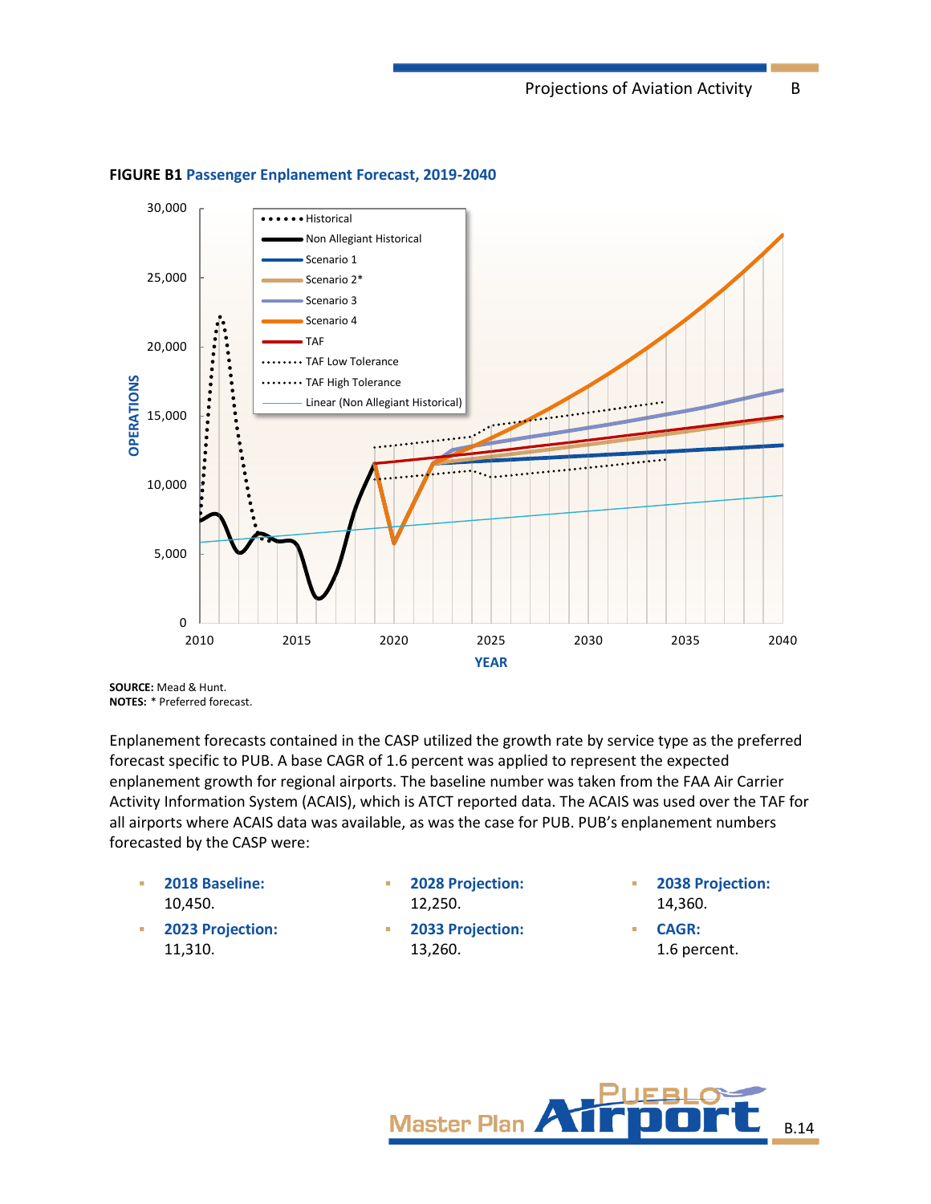**FIGURE B1** Passenger Enplanement Forecast, 2019-2040

**SOURCE:** Mead & Hunt.
**NOTES:** * Preferred forecast.

Enplanement forecasts contained in the CASP utilized the growth rate by service type as the preferred forecast specific to PUB. A base CAGR of 1.6 percent was applied to represent the expected enplanement growth for regional airports. The baseline number was taken from the FAA Air Carrier Activity Information System (ACAIS), which is ATCT reported data. The ACAIS was used over the TAF for all airports where ACAIS data was available, as was the case for PUB. PUB's enplanement numbers forecasted by the CASP were:

- **2018 Baseline:** 10,450.
- **2023 Projection:** 11,310.
- **2028 Projection:** 12,250.
- **2033 Projection:** 13,260.
- **2038 Projection:** 14,360.
- **CAGR:** 1.6 percent.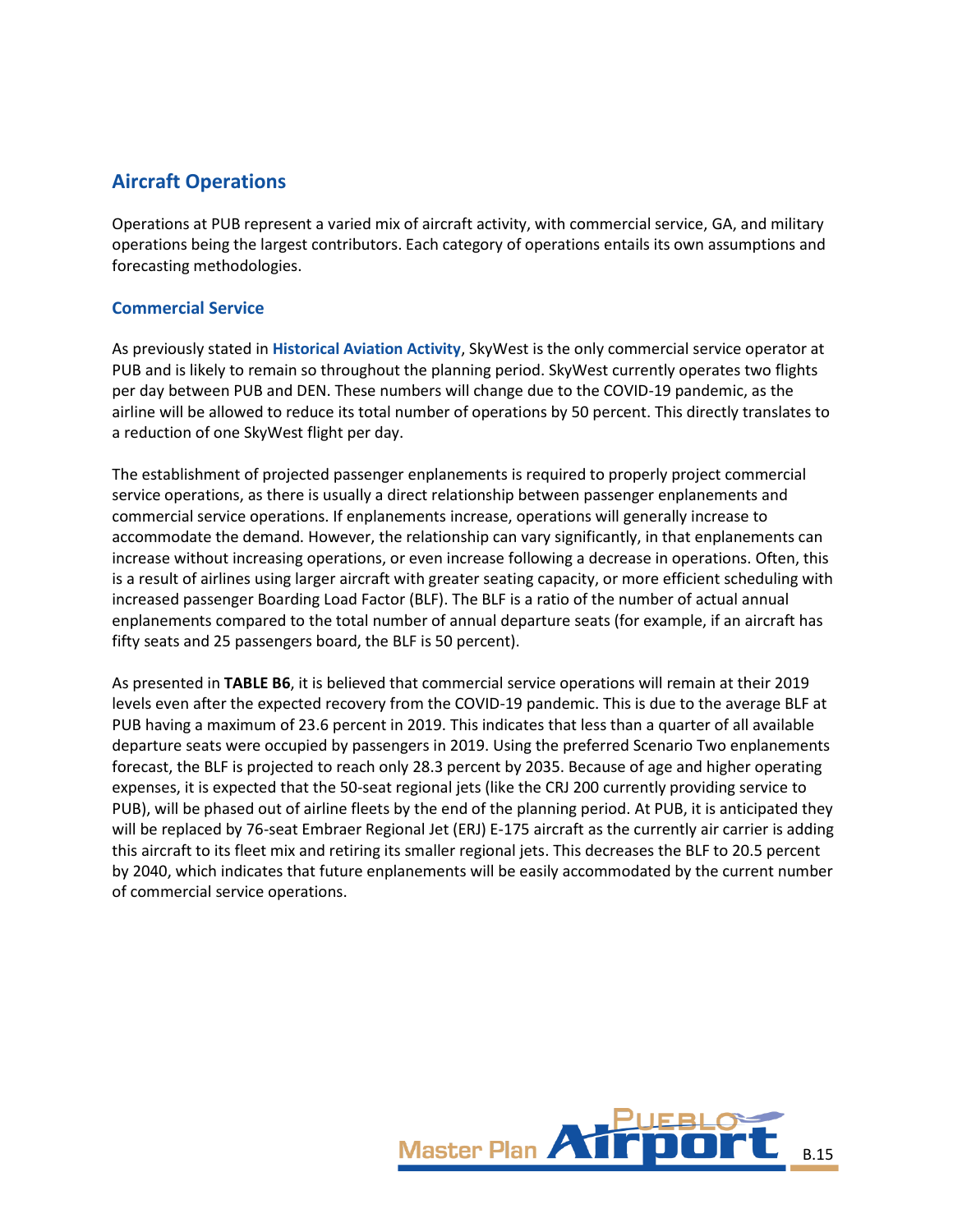## Aircraft Operations

Operations at PUB represent a varied mix of aircraft activity, with commercial service, GA, and military operations being the largest contributors. Each category of operations entails its own assumptions and forecasting methodologies.

### Commercial Service

As previously stated in **Historical Aviation Activity**, SkyWest is the only commercial service operator at PUB and is likely to remain so throughout the planning period. SkyWest currently operates two flights per day between PUB and DEN. These numbers will change due to the COVID-19 pandemic, as the airline will be allowed to reduce its total number of operations by 50 percent. This directly translates to a reduction of one SkyWest flight per day.

The establishment of projected passenger enplanements is required to properly project commercial service operations, as there is usually a direct relationship between passenger enplanements and commercial service operations. If enplanements increase, operations will generally increase to accommodate the demand. However, the relationship can vary significantly, in that enplanements can increase without increasing operations, or even increase following a decrease in operations. Often, this is a result of airlines using larger aircraft with greater seating capacity, or more efficient scheduling with increased passenger Boarding Load Factor (BLF). The BLF is a ratio of the number of actual annual enplanements compared to the total number of annual departure seats (for example, if an aircraft has fifty seats and 25 passengers board, the BLF is 50 percent).

As presented in **TABLE B6**, it is believed that commercial service operations will remain at their 2019 levels even after the expected recovery from the COVID-19 pandemic. This is due to the average BLF at PUB having a maximum of 23.6 percent in 2019. This indicates that less than a quarter of all available departure seats were occupied by passengers in 2019. Using the preferred Scenario Two enplanements forecast, the BLF is projected to reach only 28.3 percent by 2035. Because of age and higher operating expenses, it is expected that the 50-seat regional jets (like the CRJ 200 currently providing service to PUB), will be phased out of airline fleets by the end of the planning period. At PUB, it is anticipated they will be replaced by 76-seat Embraer Regional Jet (ERJ) E-175 aircraft as the currently air carrier is adding this aircraft to its fleet mix and retiring its smaller regional jets. This decreases the BLF to 20.5 percent by 2040, which indicates that future enplanements will be easily accommodated by the current number of commercial service operations.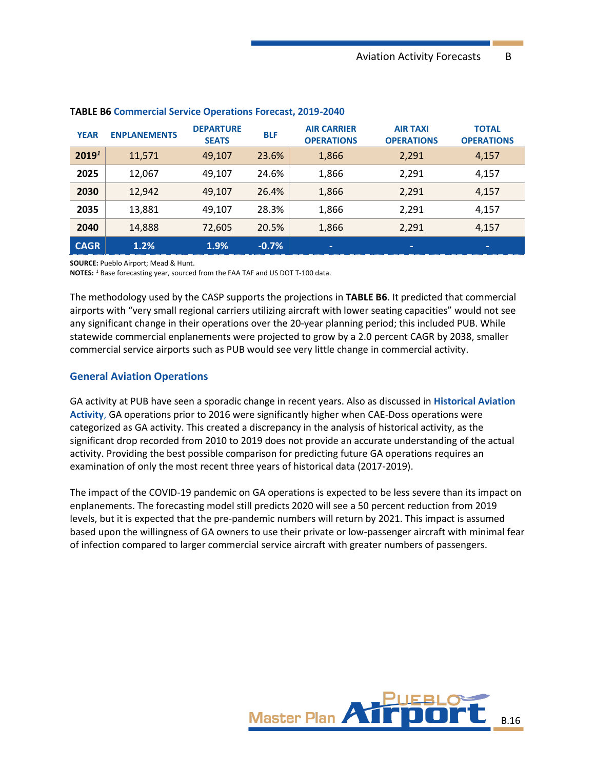**TABLE B6 Commercial Service Operations Forecast, 2019-2040**

| YEAR | ENPLANEMENTS | DEPARTURE SEATS | BLF | AIR CARRIER OPERATIONS | AIR TAXI OPERATIONS | TOTAL OPERATIONS |
|---|---|---|---|---|---|---|
| 2019[1] | 11,571 | 49,107 | 23.6% | 1,866 | 2,291 | 4,157 |
| 2025 | 12,067 | 49,107 | 24.6% | 1,866 | 2,291 | 4,157 |
| 2030 | 12,942 | 49,107 | 26.4% | 1,866 | 2,291 | 4,157 |
| 2035 | 13,881 | 49,107 | 28.3% | 1,866 | 2,291 | 4,157 |
| 2040 | 14,888 | 72,605 | 20.5% | 1,866 | 2,291 | 4,157 |
| CAGR | 1.2% | 1.9% | -0.7% | - | - | - |

**SOURCE:** Pueblo Airport; Mead & Hunt.
**NOTES:** [1] Base forecasting year, sourced from the FAA TAF and US DOT T-100 data.

The methodology used by the CASP supports the projections in **TABLE B6**. It predicted that commercial airports with "very small regional carriers utilizing aircraft with lower seating capacities" would not see any significant change in their operations over the 20-year planning period; this included PUB. While statewide commercial enplanements were projected to grow by a 2.0 percent CAGR by 2038, smaller commercial service airports such as PUB would see very little change in commercial activity.

## General Aviation Operations

GA activity at PUB have seen a sporadic change in recent years. Also as discussed in **Historical Aviation Activity**, GA operations prior to 2016 were significantly higher when CAE-Doss operations were categorized as GA activity. This created a discrepancy in the analysis of historical activity, as the significant drop recorded from 2010 to 2019 does not provide an accurate understanding of the actual activity. Providing the best possible comparison for predicting future GA operations requires an examination of only the most recent three years of historical data (2017-2019).

The impact of the COVID-19 pandemic on GA operations is expected to be less severe than its impact on enplanements. The forecasting model still predicts 2020 will see a 50 percent reduction from 2019 levels, but it is expected that the pre-pandemic numbers will return by 2021. This impact is assumed based upon the willingness of GA owners to use their private or low-passenger aircraft with minimal fear of infection compared to larger commercial service aircraft with greater numbers of passengers.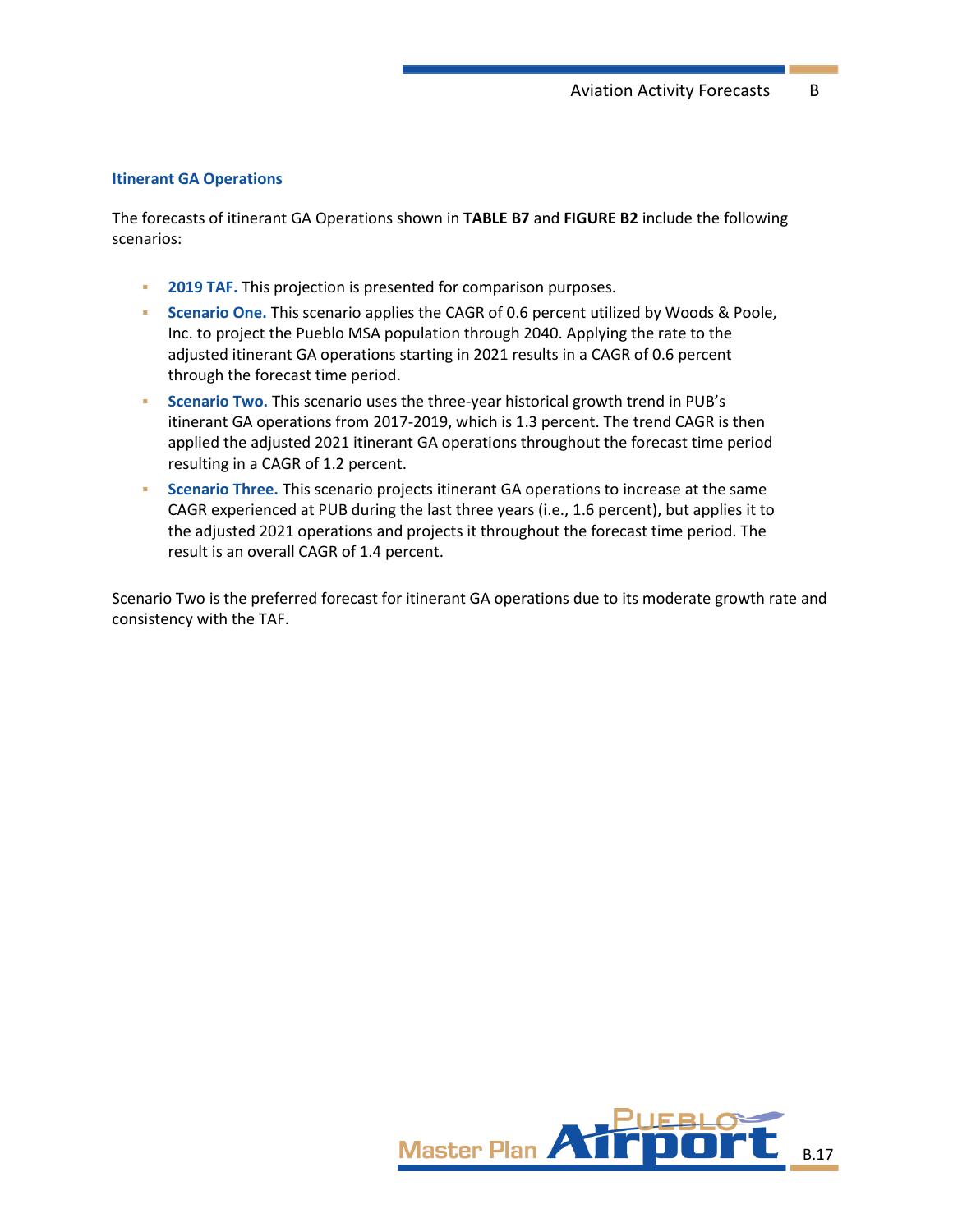### Itinerant GA Operations

The forecasts of itinerant GA Operations shown in **TABLE B7** and **FIGURE B2** include the following scenarios:

- **2019 TAF.** This projection is presented for comparison purposes.
- **Scenario One.** This scenario applies the CAGR of 0.6 percent utilized by Woods & Poole, Inc. to project the Pueblo MSA population through 2040. Applying the rate to the adjusted itinerant GA operations starting in 2021 results in a CAGR of 0.6 percent through the forecast time period.
- **Scenario Two.** This scenario uses the three-year historical growth trend in PUB's itinerant GA operations from 2017-2019, which is 1.3 percent. The trend CAGR is then applied the adjusted 2021 itinerant GA operations throughout the forecast time period resulting in a CAGR of 1.2 percent.
- **Scenario Three.** This scenario projects itinerant GA operations to increase at the same CAGR experienced at PUB during the last three years (i.e., 1.6 percent), but applies it to the adjusted 2021 operations and projects it throughout the forecast time period. The result is an overall CAGR of 1.4 percent.

Scenario Two is the preferred forecast for itinerant GA operations due to its moderate growth rate and consistency with the TAF.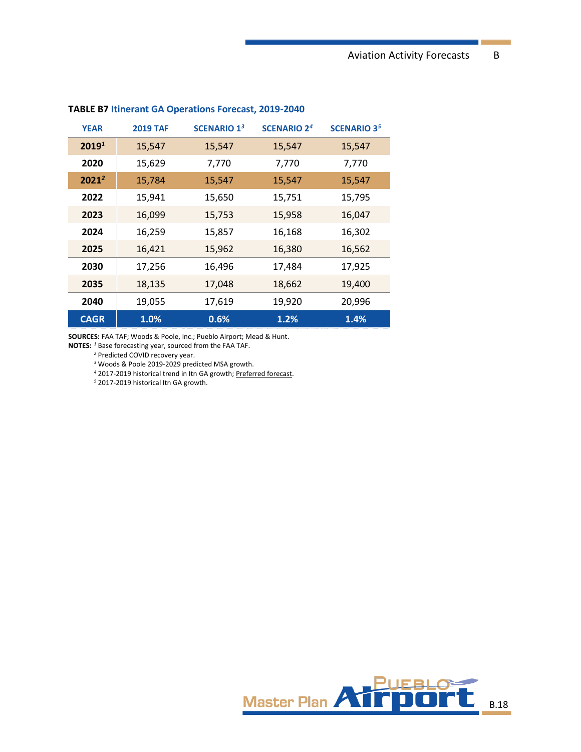**TABLE B7 Itinerant GA Operations Forecast, 2019-2040**

| YEAR | 2019 TAF | SCENARIO 1[3] | SCENARIO 2[4] | SCENARIO 3[5] |
|---|---|---|---|---|
| 2019[1] | 15,547 | 15,547 | 15,547 | 15,547 |
| 2020 | 15,629 | 7,770 | 7,770 | 7,770 |
| 2021[2] | 15,784 | 15,547 | 15,547 | 15,547 |
| 2022 | 15,941 | 15,650 | 15,751 | 15,795 |
| 2023 | 16,099 | 15,753 | 15,958 | 16,047 |
| 2024 | 16,259 | 15,857 | 16,168 | 16,302 |
| 2025 | 16,421 | 15,962 | 16,380 | 16,562 |
| 2030 | 17,256 | 16,496 | 17,484 | 17,925 |
| 2035 | 18,135 | 17,048 | 18,662 | 19,400 |
| 2040 | 19,055 | 17,619 | 19,920 | 20,996 |
| CAGR | 1.0% | 0.6% | 1.2% | 1.4% |

**SOURCES:** FAA TAF; Woods & Poole, Inc.; Pueblo Airport; Mead & Hunt.
**NOTES:** [1] Base forecasting year, sourced from the FAA TAF.
[2] Predicted COVID recovery year.
[3] Woods & Poole 2019-2029 predicted MSA growth.
[4] 2017-2019 historical trend in Itn GA growth; Preferred forecast.
[5] 2017-2019 historical Itn GA growth.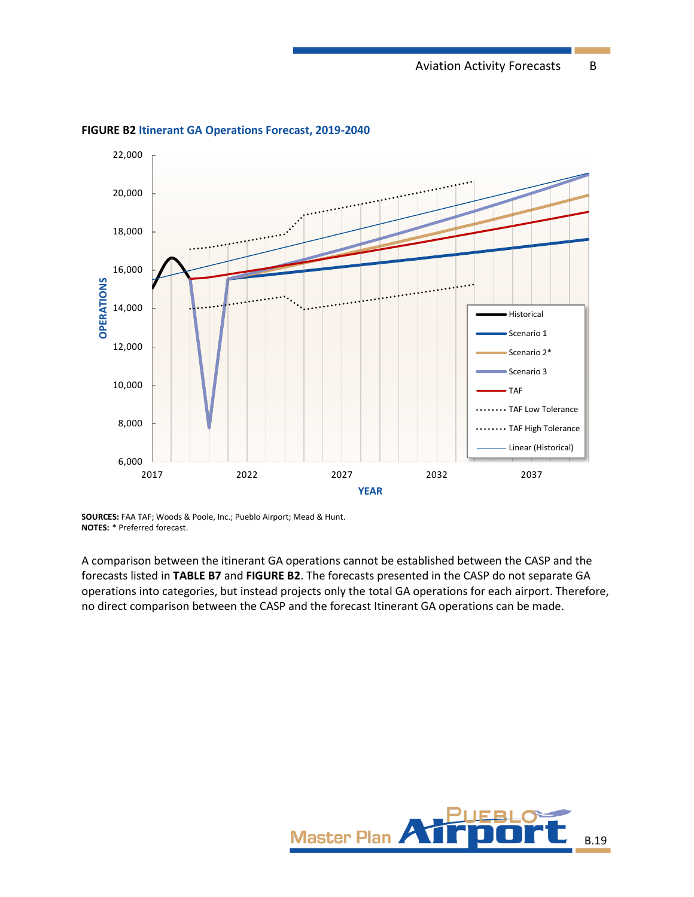**FIGURE B2** Itinerant GA Operations Forecast, 2019-2040

**SOURCES:** FAA TAF; Woods & Poole, Inc.; Pueblo Airport; Mead & Hunt.
**NOTES:** * Preferred forecast.

A comparison between the itinerant GA operations cannot be established between the CASP and the forecasts listed in **TABLE B7** and **FIGURE B2**. The forecasts presented in the CASP do not separate GA operations into categories, but instead projects only the total GA operations for each airport. Therefore, no direct comparison between the CASP and the forecast Itinerant GA operations can be made.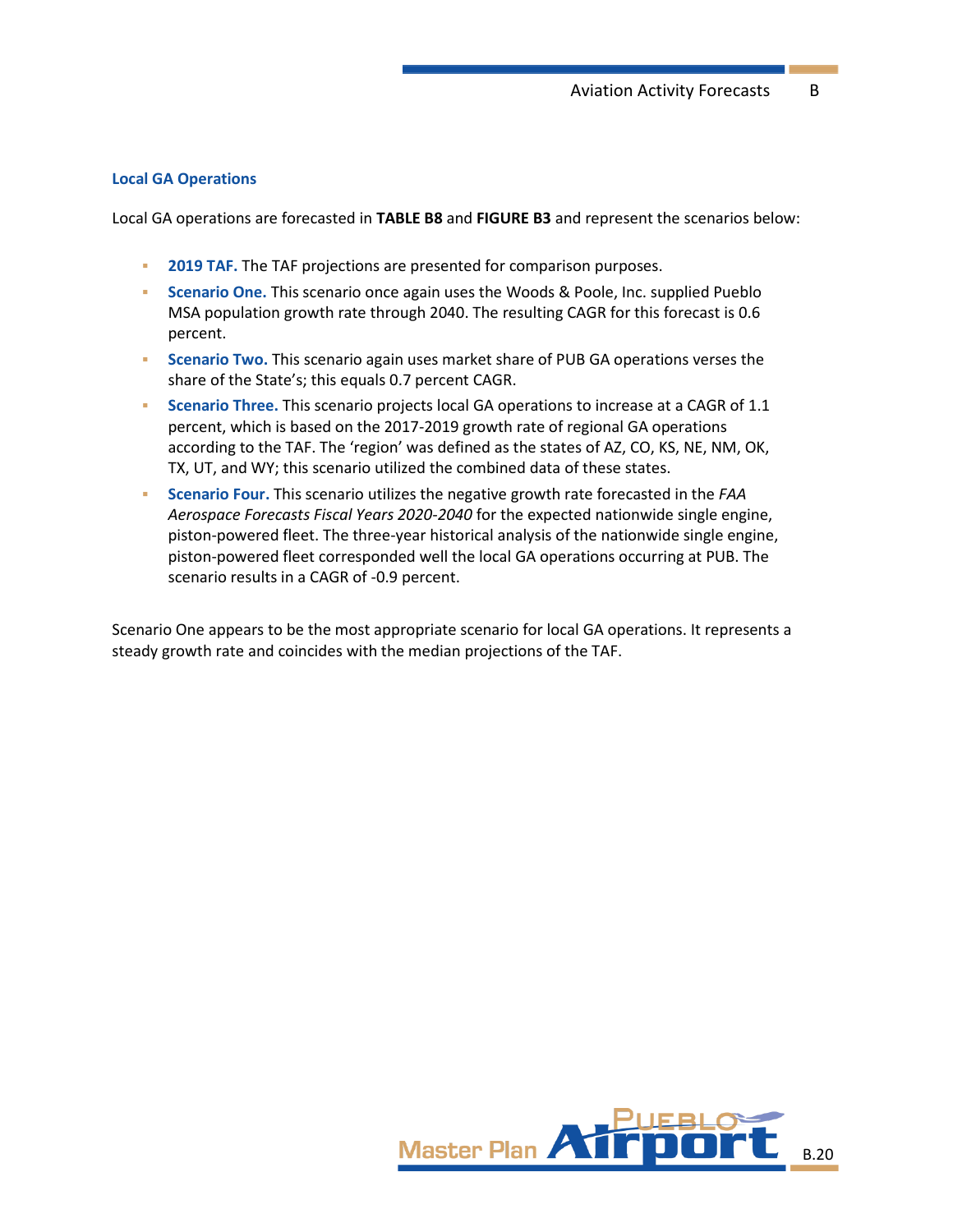### Local GA Operations

Local GA operations are forecasted in **TABLE B8** and **FIGURE B3** and represent the scenarios below:

- **2019 TAF.** The TAF projections are presented for comparison purposes.
- **Scenario One.** This scenario once again uses the Woods & Poole, Inc. supplied Pueblo MSA population growth rate through 2040. The resulting CAGR for this forecast is 0.6 percent.
- **Scenario Two.** This scenario again uses market share of PUB GA operations verses the share of the State's; this equals 0.7 percent CAGR.
- **Scenario Three.** This scenario projects local GA operations to increase at a CAGR of 1.1 percent, which is based on the 2017-2019 growth rate of regional GA operations according to the TAF. The 'region' was defined as the states of AZ, CO, KS, NE, NM, OK, TX, UT, and WY; this scenario utilized the combined data of these states.
- **Scenario Four.** This scenario utilizes the negative growth rate forecasted in the *FAA Aerospace Forecasts Fiscal Years 2020-2040* for the expected nationwide single engine, piston-powered fleet. The three-year historical analysis of the nationwide single engine, piston-powered fleet corresponded well the local GA operations occurring at PUB. The scenario results in a CAGR of -0.9 percent.

Scenario One appears to be the most appropriate scenario for local GA operations. It represents a steady growth rate and coincides with the median projections of the TAF.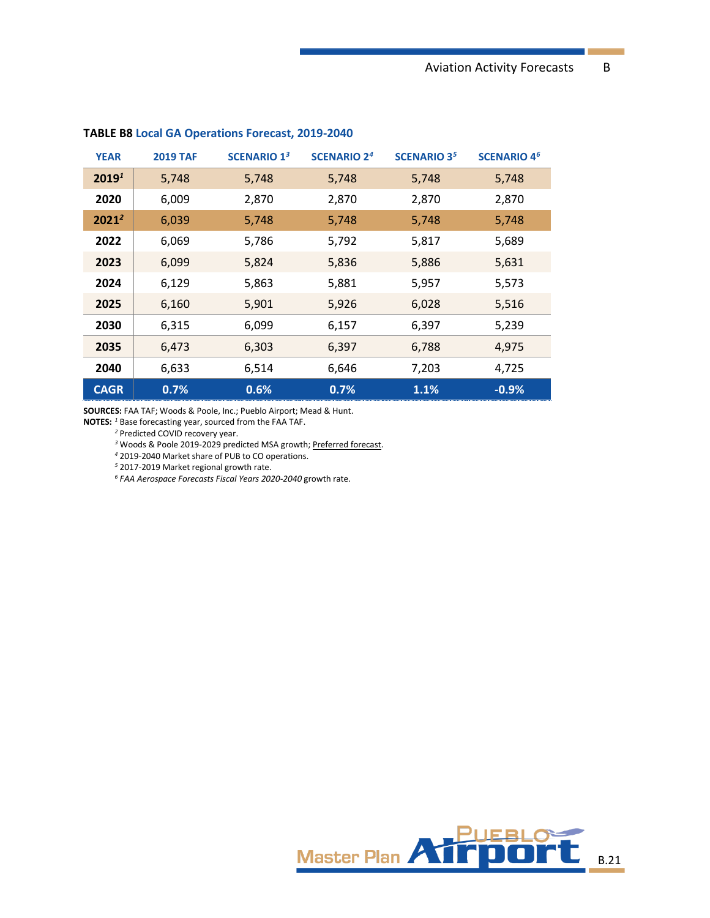**TABLE B8 Local GA Operations Forecast, 2019-2040**

| YEAR | 2019 TAF | SCENARIO 1[3] | SCENARIO 2[4] | SCENARIO 3[5] | SCENARIO 4[6] |
|---|---|---|---|---|---|
| 2019[1] | 5,748 | 5,748 | 5,748 | 5,748 | 5,748 |
| 2020 | 6,009 | 2,870 | 2,870 | 2,870 | 2,870 |
| 2021[2] | 6,039 | 5,748 | 5,748 | 5,748 | 5,748 |
| 2022 | 6,069 | 5,786 | 5,792 | 5,817 | 5,689 |
| 2023 | 6,099 | 5,824 | 5,836 | 5,886 | 5,631 |
| 2024 | 6,129 | 5,863 | 5,881 | 5,957 | 5,573 |
| 2025 | 6,160 | 5,901 | 5,926 | 6,028 | 5,516 |
| 2030 | 6,315 | 6,099 | 6,157 | 6,397 | 5,239 |
| 2035 | 6,473 | 6,303 | 6,397 | 6,788 | 4,975 |
| 2040 | 6,633 | 6,514 | 6,646 | 7,203 | 4,725 |
| CAGR | 0.7% | 0.6% | 0.7% | 1.1% | -0.9% |

**SOURCES:** FAA TAF; Woods & Poole, Inc.; Pueblo Airport; Mead & Hunt.

**NOTES:** [1] Base forecasting year, sourced from the FAA TAF.
[2] Predicted COVID recovery year.
[3] Woods & Poole 2019-2029 predicted MSA growth; Preferred forecast.
[4] 2019-2040 Market share of PUB to CO operations.
[5] 2017-2019 Market regional growth rate.
[6] *FAA Aerospace Forecasts Fiscal Years 2020-2040* growth rate.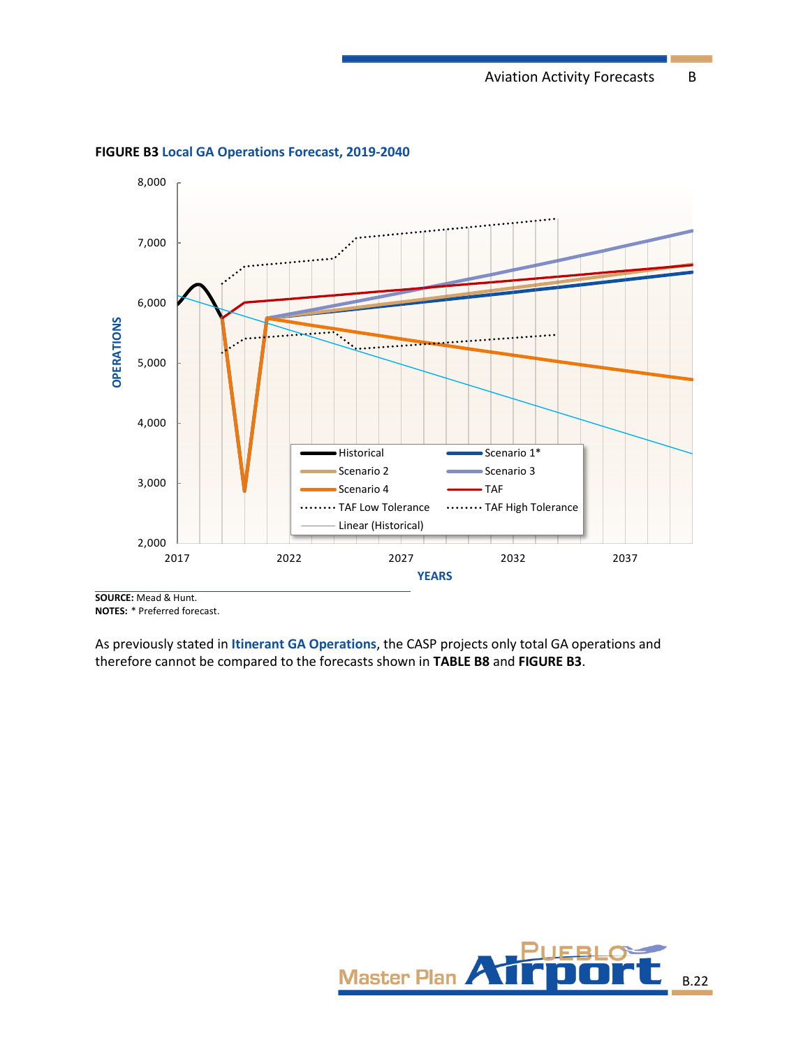**FIGURE B3** Local GA Operations Forecast, 2019-2040

**SOURCE:** Mead & Hunt.
**NOTES:** * Preferred forecast.

As previously stated in **Itinerant GA Operations**, the CASP projects only total GA operations and therefore cannot be compared to the forecasts shown in **TABLE B8** and **FIGURE B3**.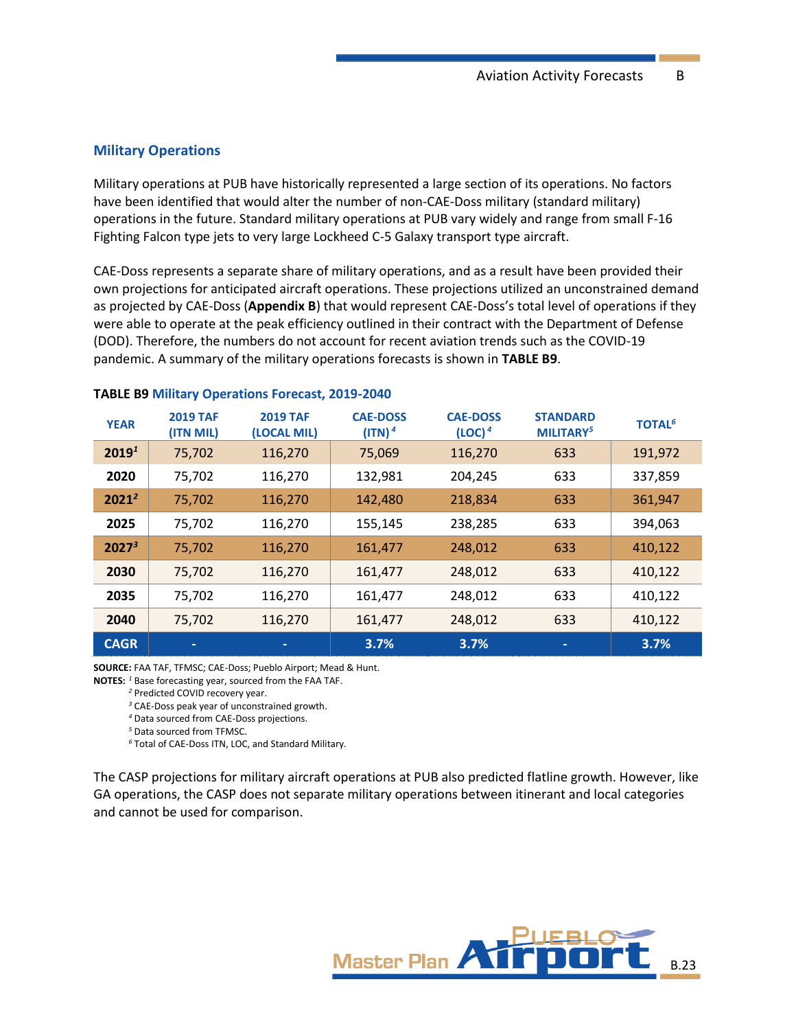## Military Operations

Military operations at PUB have historically represented a large section of its operations. No factors have been identified that would alter the number of non-CAE-Doss military (standard military) operations in the future. Standard military operations at PUB vary widely and range from small F-16 Fighting Falcon type jets to very large Lockheed C-5 Galaxy transport type aircraft.

CAE-Doss represents a separate share of military operations, and as a result have been provided their own projections for anticipated aircraft operations. These projections utilized an unconstrained demand as projected by CAE-Doss (**Appendix B**) that would represent CAE-Doss's total level of operations if they were able to operate at the peak efficiency outlined in their contract with the Department of Defense (DOD). Therefore, the numbers do not account for recent aviation trends such as the COVID-19 pandemic. A summary of the military operations forecasts is shown in **TABLE B9**.

**TABLE B9** Military Operations Forecast, 2019-2040

| YEAR | 2019 TAF (ITN MIL) | 2019 TAF (LOCAL MIL) | CAE-DOSS (ITN) [4] | CAE-DOSS (LOC) [4] | STANDARD MILITARY[5] | TOTAL[6] |
|---|---|---|---|---|---|---|
| **2019**[1] | 75,702 | 116,270 | 75,069 | 116,270 | 633 | 191,972 |
| **2020** | 75,702 | 116,270 | 132,981 | 204,245 | 633 | 337,859 |
| **2021**[2] | 75,702 | 116,270 | 142,480 | 218,834 | 633 | 361,947 |
| **2025** | 75,702 | 116,270 | 155,145 | 238,285 | 633 | 394,063 |
| **2027**[3] | 75,702 | 116,270 | 161,477 | 248,012 | 633 | 410,122 |
| **2030** | 75,702 | 116,270 | 161,477 | 248,012 | 633 | 410,122 |
| **2035** | 75,702 | 116,270 | 161,477 | 248,012 | 633 | 410,122 |
| **2040** | 75,702 | 116,270 | 161,477 | 248,012 | 633 | 410,122 |
| **CAGR** | - | - | 3.7% | 3.7% | - | 3.7% |

**SOURCE:** FAA TAF, TFMSC; CAE-Doss; Pueblo Airport; Mead & Hunt.
**NOTES:** [1] Base forecasting year, sourced from the FAA TAF.
[2] Predicted COVID recovery year.
[3] CAE-Doss peak year of unconstrained growth.
[4] Data sourced from CAE-Doss projections.
[5] Data sourced from TFMSC.
[6] Total of CAE-Doss ITN, LOC, and Standard Military.

The CASP projections for military aircraft operations at PUB also predicted flatline growth. However, like GA operations, the CASP does not separate military operations between itinerant and local categories and cannot be used for comparison.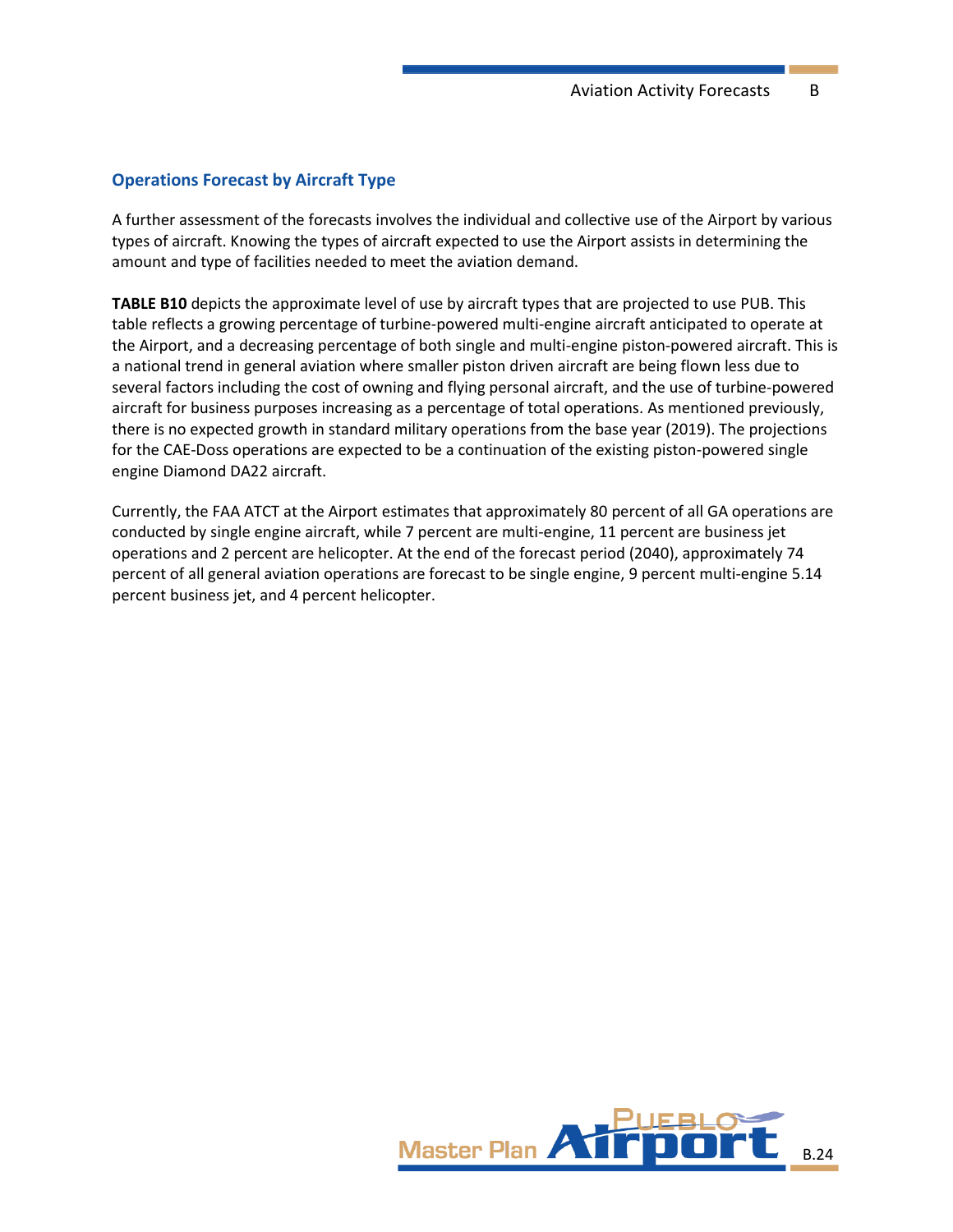## Operations Forecast by Aircraft Type

A further assessment of the forecasts involves the individual and collective use of the Airport by various types of aircraft. Knowing the types of aircraft expected to use the Airport assists in determining the amount and type of facilities needed to meet the aviation demand.

**TABLE B10** depicts the approximate level of use by aircraft types that are projected to use PUB. This table reflects a growing percentage of turbine-powered multi-engine aircraft anticipated to operate at the Airport, and a decreasing percentage of both single and multi-engine piston-powered aircraft. This is a national trend in general aviation where smaller piston driven aircraft are being flown less due to several factors including the cost of owning and flying personal aircraft, and the use of turbine-powered aircraft for business purposes increasing as a percentage of total operations. As mentioned previously, there is no expected growth in standard military operations from the base year (2019). The projections for the CAE-Doss operations are expected to be a continuation of the existing piston-powered single engine Diamond DA22 aircraft.

Currently, the FAA ATCT at the Airport estimates that approximately 80 percent of all GA operations are conducted by single engine aircraft, while 7 percent are multi-engine, 11 percent are business jet operations and 2 percent are helicopter. At the end of the forecast period (2040), approximately 74 percent of all general aviation operations are forecast to be single engine, 9 percent multi-engine 5.14 percent business jet, and 4 percent helicopter.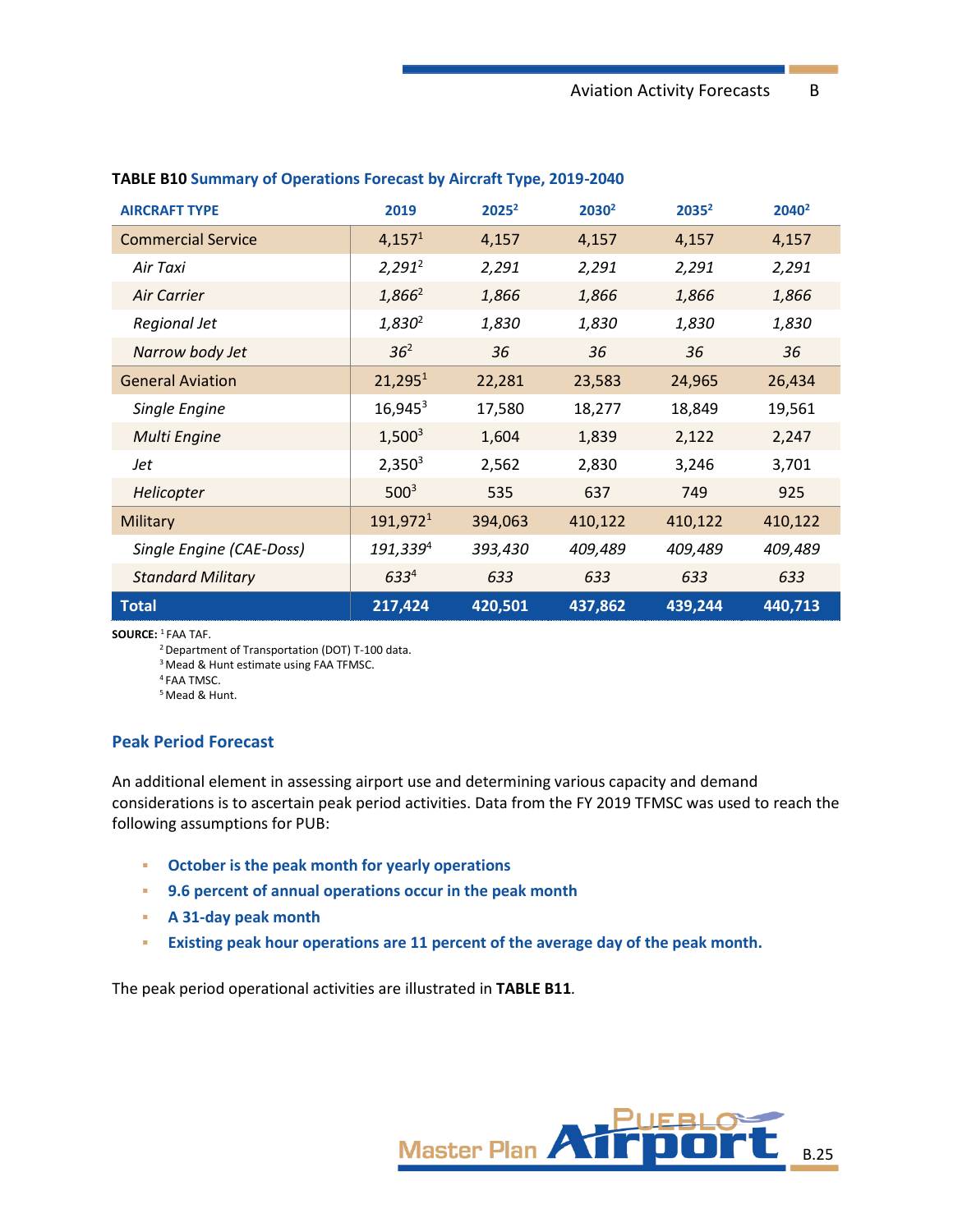**TABLE B10 Summary of Operations Forecast by Aircraft Type, 2019-2040**

| AIRCRAFT TYPE | 2019 | 2025[2] | 2030[2] | 2035[2] | 2040[2] |
|---|---|---|---|---|---|
| Commercial Service | 4,157[1] | 4,157 | 4,157 | 4,157 | 4,157 |
| *Air Taxi* | *2,291[2]* | *2,291* | *2,291* | *2,291* | *2,291* |
| *Air Carrier* | *1,866[2]* | *1,866* | *1,866* | *1,866* | *1,866* |
| *Regional Jet* | *1,830[2]* | *1,830* | *1,830* | *1,830* | *1,830* |
| *Narrow body Jet* | *36[2]* | *36* | *36* | *36* | *36* |
| General Aviation | 21,295[1] | 22,281 | 23,583 | 24,965 | 26,434 |
| *Single Engine* | 16,945[3] | 17,580 | 18,277 | 18,849 | 19,561 |
| *Multi Engine* | 1,500[3] | 1,604 | 1,839 | 2,122 | 2,247 |
| *Jet* | 2,350[3] | 2,562 | 2,830 | 3,246 | 3,701 |
| *Helicopter* | 500[3] | 535 | 637 | 749 | 925 |
| Military | 191,972[1] | 394,063 | 410,122 | 410,122 | 410,122 |
| *Single Engine (CAE-Doss)* | *191,339[4]* | *393,430* | *409,489* | *409,489* | *409,489* |
| *Standard Military* | *633[4]* | *633* | *633* | *633* | *633* |
| **Total** | **217,424** | **420,501** | **437,862** | **439,244** | **440,713** |

**SOURCE:** [1] FAA TAF.
[2] Department of Transportation (DOT) T-100 data.
[3] Mead & Hunt estimate using FAA TFMSC.
[4] FAA TMSC.
[5] Mead & Hunt.

## Peak Period Forecast

An additional element in assessing airport use and determining various capacity and demand considerations is to ascertain peak period activities. Data from the FY 2019 TFMSC was used to reach the following assumptions for PUB:

- **October is the peak month for yearly operations**
- **9.6 percent of annual operations occur in the peak month**
- **A 31-day peak month**
- **Existing peak hour operations are 11 percent of the average day of the peak month.**

The peak period operational activities are illustrated in **TABLE B11**.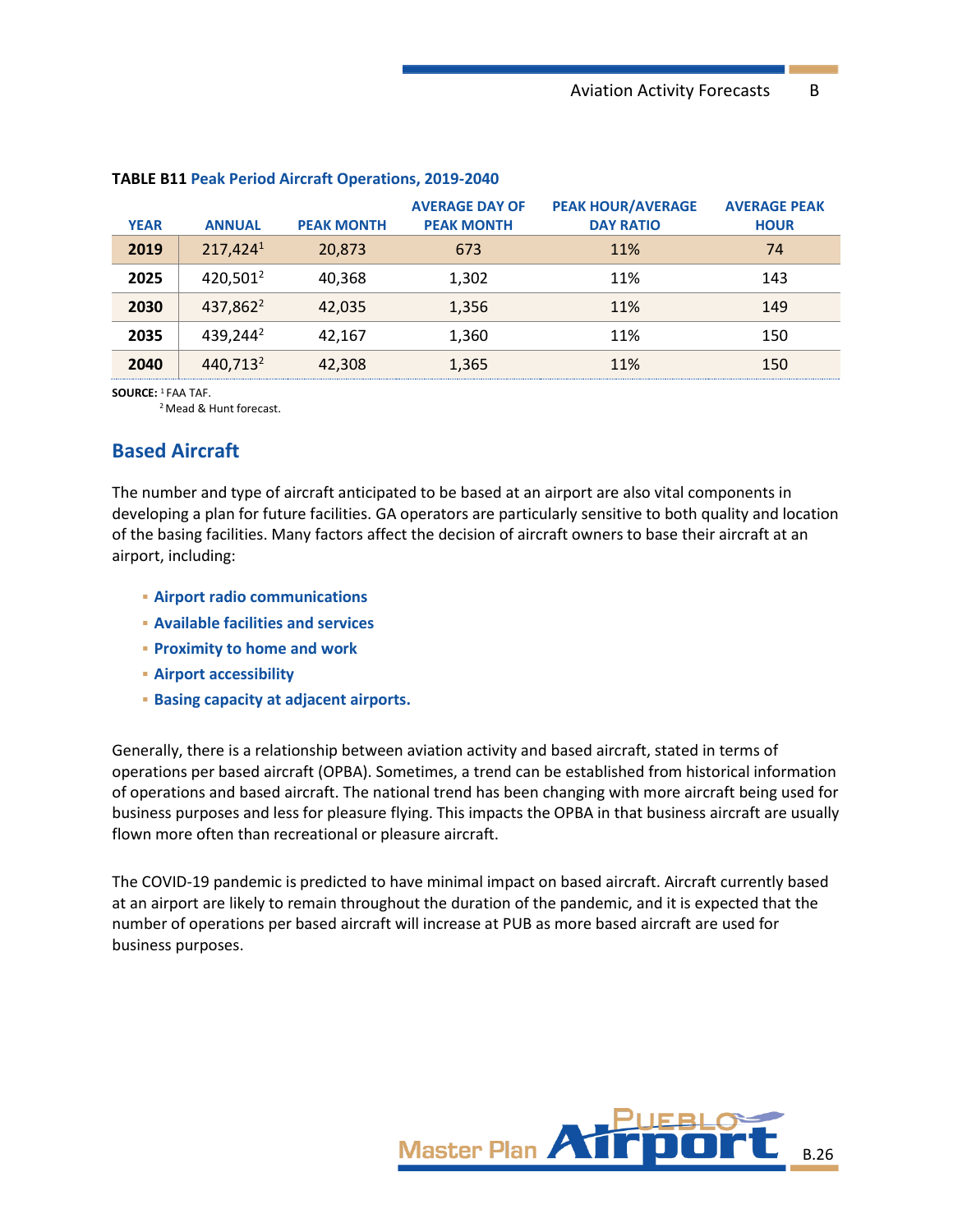**TABLE B11** Peak Period Aircraft Operations, 2019-2040

| YEAR | ANNUAL | PEAK MONTH | AVERAGE DAY OF PEAK MONTH | PEAK HOUR/AVERAGE DAY RATIO | AVERAGE PEAK HOUR |
|---|---|---|---|---|---|
| **2019** | 217,424[1] | 20,873 | 673 | 11% | 74 |
| **2025** | 420,501[2] | 40,368 | 1,302 | 11% | 143 |
| **2030** | 437,862[2] | 42,035 | 1,356 | 11% | 149 |
| **2035** | 439,244[2] | 42,167 | 1,360 | 11% | 150 |
| **2040** | 440,713[2] | 42,308 | 1,365 | 11% | 150 |

**SOURCE:** [1] FAA TAF.
[2] Mead & Hunt forecast.

## Based Aircraft

The number and type of aircraft anticipated to be based at an airport are also vital components in developing a plan for future facilities. GA operators are particularly sensitive to both quality and location of the basing facilities. Many factors affect the decision of aircraft owners to base their aircraft at an airport, including:

- **Airport radio communications**
- **Available facilities and services**
- **Proximity to home and work**
- **Airport accessibility**
- **Basing capacity at adjacent airports.**

Generally, there is a relationship between aviation activity and based aircraft, stated in terms of operations per based aircraft (OPBA). Sometimes, a trend can be established from historical information of operations and based aircraft. The national trend has been changing with more aircraft being used for business purposes and less for pleasure flying. This impacts the OPBA in that business aircraft are usually flown more often than recreational or pleasure aircraft.

The COVID-19 pandemic is predicted to have minimal impact on based aircraft. Aircraft currently based at an airport are likely to remain throughout the duration of the pandemic, and it is expected that the number of operations per based aircraft will increase at PUB as more based aircraft are used for business purposes.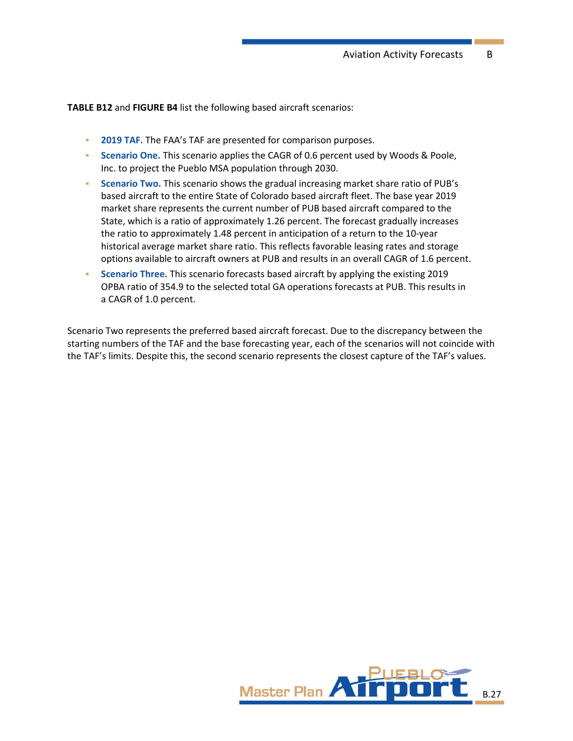**TABLE B12** and **FIGURE B4** list the following based aircraft scenarios:

- **2019 TAF.** The FAA's TAF are presented for comparison purposes.
- **Scenario One.** This scenario applies the CAGR of 0.6 percent used by Woods & Poole, Inc. to project the Pueblo MSA population through 2030.
- **Scenario Two.** This scenario shows the gradual increasing market share ratio of PUB's based aircraft to the entire State of Colorado based aircraft fleet. The base year 2019 market share represents the current number of PUB based aircraft compared to the State, which is a ratio of approximately 1.26 percent. The forecast gradually increases the ratio to approximately 1.48 percent in anticipation of a return to the 10-year historical average market share ratio. This reflects favorable leasing rates and storage options available to aircraft owners at PUB and results in an overall CAGR of 1.6 percent.
- **Scenario Three.** This scenario forecasts based aircraft by applying the existing 2019 OPBA ratio of 354.9 to the selected total GA operations forecasts at PUB. This results in a CAGR of 1.0 percent.

Scenario Two represents the preferred based aircraft forecast. Due to the discrepancy between the starting numbers of the TAF and the base forecasting year, each of the scenarios will not coincide with the TAF's limits. Despite this, the second scenario represents the closest capture of the TAF's values.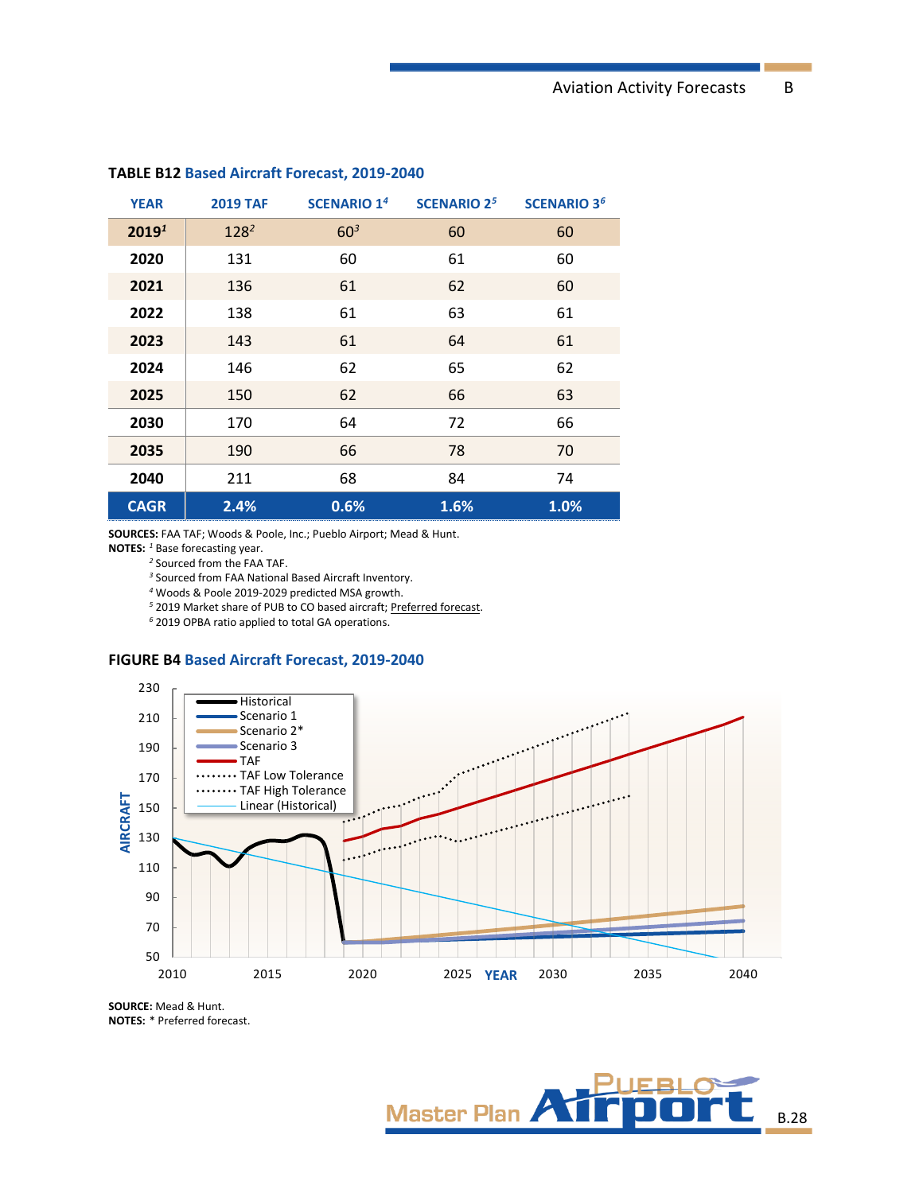**TABLE B12** Based Aircraft Forecast, 2019-2040

| YEAR | 2019 TAF | SCENARIO 1[4] | SCENARIO 2[5] | SCENARIO 3[6] |
|---|---|---|---|---|
| 2019[1] | 128[2] | 60[3] | 60 | 60 |
| 2020 | 131 | 60 | 61 | 60 |
| 2021 | 136 | 61 | 62 | 60 |
| 2022 | 138 | 61 | 63 | 61 |
| 2023 | 143 | 61 | 64 | 61 |
| 2024 | 146 | 62 | 65 | 62 |
| 2025 | 150 | 62 | 66 | 63 |
| 2030 | 170 | 64 | 72 | 66 |
| 2035 | 190 | 66 | 78 | 70 |
| 2040 | 211 | 68 | 84 | 74 |
| CAGR | 2.4% | 0.6% | 1.6% | 1.0% |

**SOURCES:** FAA TAF; Woods & Poole, Inc.; Pueblo Airport; Mead & Hunt.
**NOTES:** [1] Base forecasting year.
[2] Sourced from the FAA TAF.
[3] Sourced from FAA National Based Aircraft Inventory.
[4] Woods & Poole 2019-2029 predicted MSA growth.
[5] 2019 Market share of PUB to CO based aircraft; Preferred forecast.
[6] 2019 OPBA ratio applied to total GA operations.

**FIGURE B4** Based Aircraft Forecast, 2019-2040

**SOURCE:** Mead & Hunt.
**NOTES:** * Preferred forecast.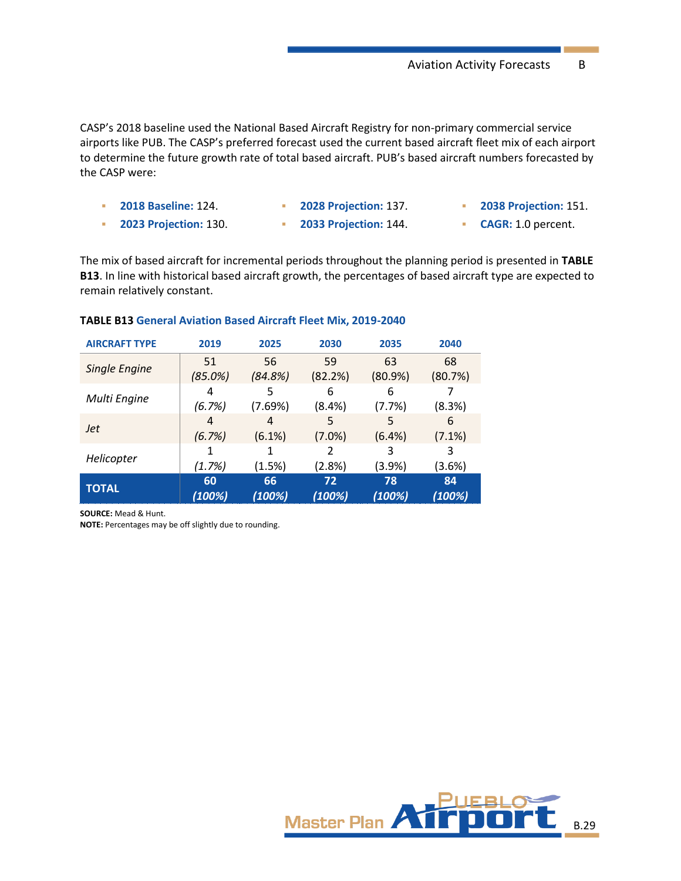CASP's 2018 baseline used the National Based Aircraft Registry for non-primary commercial service airports like PUB. The CASP's preferred forecast used the current based aircraft fleet mix of each airport to determine the future growth rate of total based aircraft. PUB's based aircraft numbers forecasted by the CASP were:

- **2018 Baseline:** 124.
- **2023 Projection:** 130.
- **2028 Projection:** 137.
- **2033 Projection:** 144.
- **2038 Projection:** 151.
- **CAGR:** 1.0 percent.

The mix of based aircraft for incremental periods throughout the planning period is presented in **TABLE B13**. In line with historical based aircraft growth, the percentages of based aircraft type are expected to remain relatively constant.

**TABLE B13** General Aviation Based Aircraft Fleet Mix, 2019-2040

| AIRCRAFT TYPE | 2019 | 2025 | 2030 | 2035 | 2040 |
|---|---|---|---|---|---|
| *Single Engine* | 51 *(85.0%)* | 56 *(84.8%)* | 59 (82.2%) | 63 (80.9%) | 68 (80.7%) |
| *Multi Engine* | 4 *(6.7%)* | 5 (7.69%) | 6 (8.4%) | 6 (7.7%) | 7 (8.3%) |
| *Jet* | 4 *(6.7%)* | 4 (6.1%) | 5 (7.0%) | 5 (6.4%) | 6 (7.1%) |
| *Helicopter* | 1 *(1.7%)* | 1 (1.5%) | 2 (2.8%) | 3 (3.9%) | 3 (3.6%) |
| **TOTAL** | **60** ***(100%)*** | **66** ***(100%)*** | **72** ***(100%)*** | **78** ***(100%)*** | **84** ***(100%)*** |

**SOURCE:** Mead & Hunt.
**NOTE:** Percentages may be off slightly due to rounding.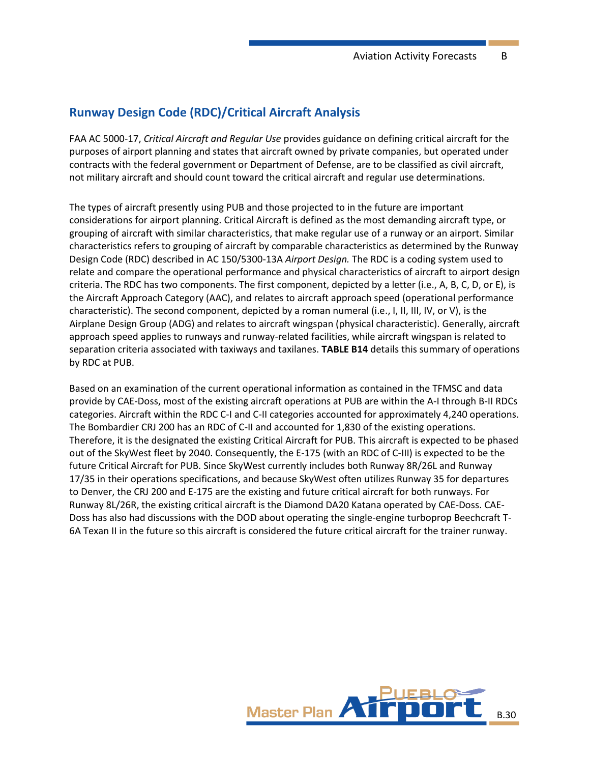## Runway Design Code (RDC)/Critical Aircraft Analysis

FAA AC 5000-17, *Critical Aircraft and Regular Use* provides guidance on defining critical aircraft for the purposes of airport planning and states that aircraft owned by private companies, but operated under contracts with the federal government or Department of Defense, are to be classified as civil aircraft, not military aircraft and should count toward the critical aircraft and regular use determinations.

The types of aircraft presently using PUB and those projected to in the future are important considerations for airport planning. Critical Aircraft is defined as the most demanding aircraft type, or grouping of aircraft with similar characteristics, that make regular use of a runway or an airport. Similar characteristics refers to grouping of aircraft by comparable characteristics as determined by the Runway Design Code (RDC) described in AC 150/5300-13A *Airport Design.* The RDC is a coding system used to relate and compare the operational performance and physical characteristics of aircraft to airport design criteria. The RDC has two components. The first component, depicted by a letter (i.e., A, B, C, D, or E), is the Aircraft Approach Category (AAC), and relates to aircraft approach speed (operational performance characteristic). The second component, depicted by a roman numeral (i.e., I, II, III, IV, or V), is the Airplane Design Group (ADG) and relates to aircraft wingspan (physical characteristic). Generally, aircraft approach speed applies to runways and runway-related facilities, while aircraft wingspan is related to separation criteria associated with taxiways and taxilanes. **TABLE B14** details this summary of operations by RDC at PUB.

Based on an examination of the current operational information as contained in the TFMSC and data provide by CAE-Doss, most of the existing aircraft operations at PUB are within the A-I through B-II RDCs categories. Aircraft within the RDC C-I and C-II categories accounted for approximately 4,240 operations. The Bombardier CRJ 200 has an RDC of C-II and accounted for 1,830 of the existing operations. Therefore, it is the designated the existing Critical Aircraft for PUB. This aircraft is expected to be phased out of the SkyWest fleet by 2040. Consequently, the E-175 (with an RDC of C-III) is expected to be the future Critical Aircraft for PUB. Since SkyWest currently includes both Runway 8R/26L and Runway 17/35 in their operations specifications, and because SkyWest often utilizes Runway 35 for departures to Denver, the CRJ 200 and E-175 are the existing and future critical aircraft for both runways. For Runway 8L/26R, the existing critical aircraft is the Diamond DA20 Katana operated by CAE-Doss. CAE-Doss has also had discussions with the DOD about operating the single-engine turboprop Beechcraft T-6A Texan II in the future so this aircraft is considered the future critical aircraft for the trainer runway.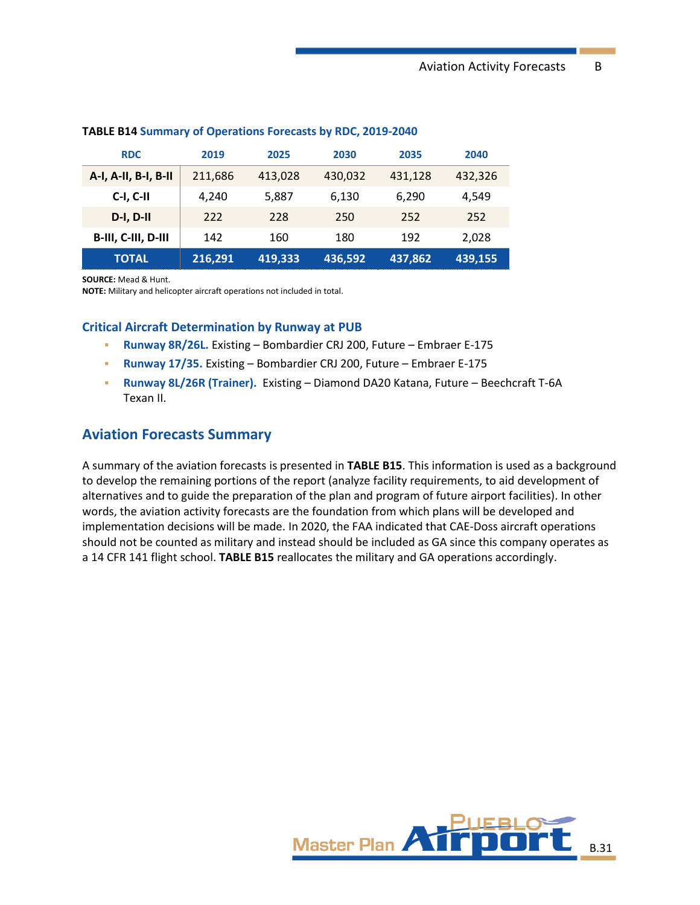**TABLE B14** Summary of Operations Forecasts by RDC, 2019-2040

| RDC | 2019 | 2025 | 2030 | 2035 | 2040 |
|---|---|---|---|---|---|
| A-I, A-II, B-I, B-II | 211,686 | 413,028 | 430,032 | 431,128 | 432,326 |
| C-I, C-II | 4,240 | 5,887 | 6,130 | 6,290 | 4,549 |
| D-I, D-II | 222 | 228 | 250 | 252 | 252 |
| B-III, C-III, D-III | 142 | 160 | 180 | 192 | 2,028 |
| **TOTAL** | **216,291** | **419,333** | **436,592** | **437,862** | **439,155** |

**SOURCE:** Mead & Hunt.
**NOTE:** Military and helicopter aircraft operations not included in total.

### Critical Aircraft Determination by Runway at PUB

- **Runway 8R/26L.** Existing – Bombardier CRJ 200, Future – Embraer E-175
- **Runway 17/35.** Existing – Bombardier CRJ 200, Future – Embraer E-175
- **Runway 8L/26R (Trainer).** Existing – Diamond DA20 Katana, Future – Beechcraft T-6A Texan II.

## Aviation Forecasts Summary

A summary of the aviation forecasts is presented in **TABLE B15**. This information is used as a background to develop the remaining portions of the report (analyze facility requirements, to aid development of alternatives and to guide the preparation of the plan and program of future airport facilities). In other words, the aviation activity forecasts are the foundation from which plans will be developed and implementation decisions will be made. In 2020, the FAA indicated that CAE-Doss aircraft operations should not be counted as military and instead should be included as GA since this company operates as a 14 CFR 141 flight school. **TABLE B15** reallocates the military and GA operations accordingly.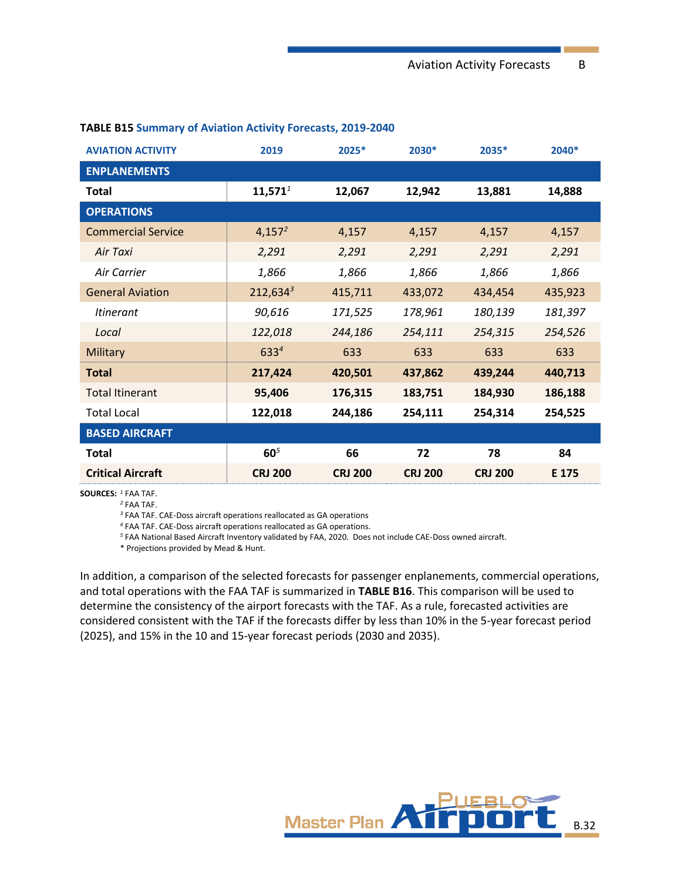**TABLE B15 Summary of Aviation Activity Forecasts, 2019-2040**

| AVIATION ACTIVITY | 2019 | 2025* | 2030* | 2035* | 2040* |
|---|---|---|---|---|---|
| **ENPLANEMENTS** | | | | | |
| **Total** | **11,571**[1] | **12,067** | **12,942** | **13,881** | **14,888** |
| **OPERATIONS** | | | | | |
| Commercial Service | 4,157[2] | 4,157 | 4,157 | 4,157 | 4,157 |
| *Air Taxi* | *2,291* | *2,291* | *2,291* | *2,291* | *2,291* |
| *Air Carrier* | *1,866* | *1,866* | *1,866* | *1,866* | *1,866* |
| General Aviation | 212,634[3] | 415,711 | 433,072 | 434,454 | 435,923 |
| *Itinerant* | *90,616* | *171,525* | *178,961* | *180,139* | *181,397* |
| *Local* | *122,018* | *244,186* | *254,111* | *254,315* | *254,526* |
| Military | 633[4] | 633 | 633 | 633 | 633 |
| **Total** | **217,424** | **420,501** | **437,862** | **439,244** | **440,713** |
| Total Itinerant | **95,406** | **176,315** | **183,751** | **184,930** | **186,188** |
| Total Local | **122,018** | **244,186** | **254,111** | **254,314** | **254,525** |
| **BASED AIRCRAFT** | | | | | |
| **Total** | **60**[5] | **66** | **72** | **78** | **84** |
| **Critical Aircraft** | **CRJ 200** | **CRJ 200** | **CRJ 200** | **CRJ 200** | **E 175** |

**SOURCES:** [1] FAA TAF.
[2] FAA TAF.
[3] FAA TAF. CAE-Doss aircraft operations reallocated as GA operations
[4] FAA TAF. CAE-Doss aircraft operations reallocated as GA operations.
[5] FAA National Based Aircraft Inventory validated by FAA, 2020. Does not include CAE-Doss owned aircraft.
* Projections provided by Mead & Hunt.

In addition, a comparison of the selected forecasts for passenger enplanements, commercial operations, and total operations with the FAA TAF is summarized in **TABLE B16**. This comparison will be used to determine the consistency of the airport forecasts with the TAF. As a rule, forecasted activities are considered consistent with the TAF if the forecasts differ by less than 10% in the 5-year forecast period (2025), and 15% in the 10 and 15-year forecast periods (2030 and 2035).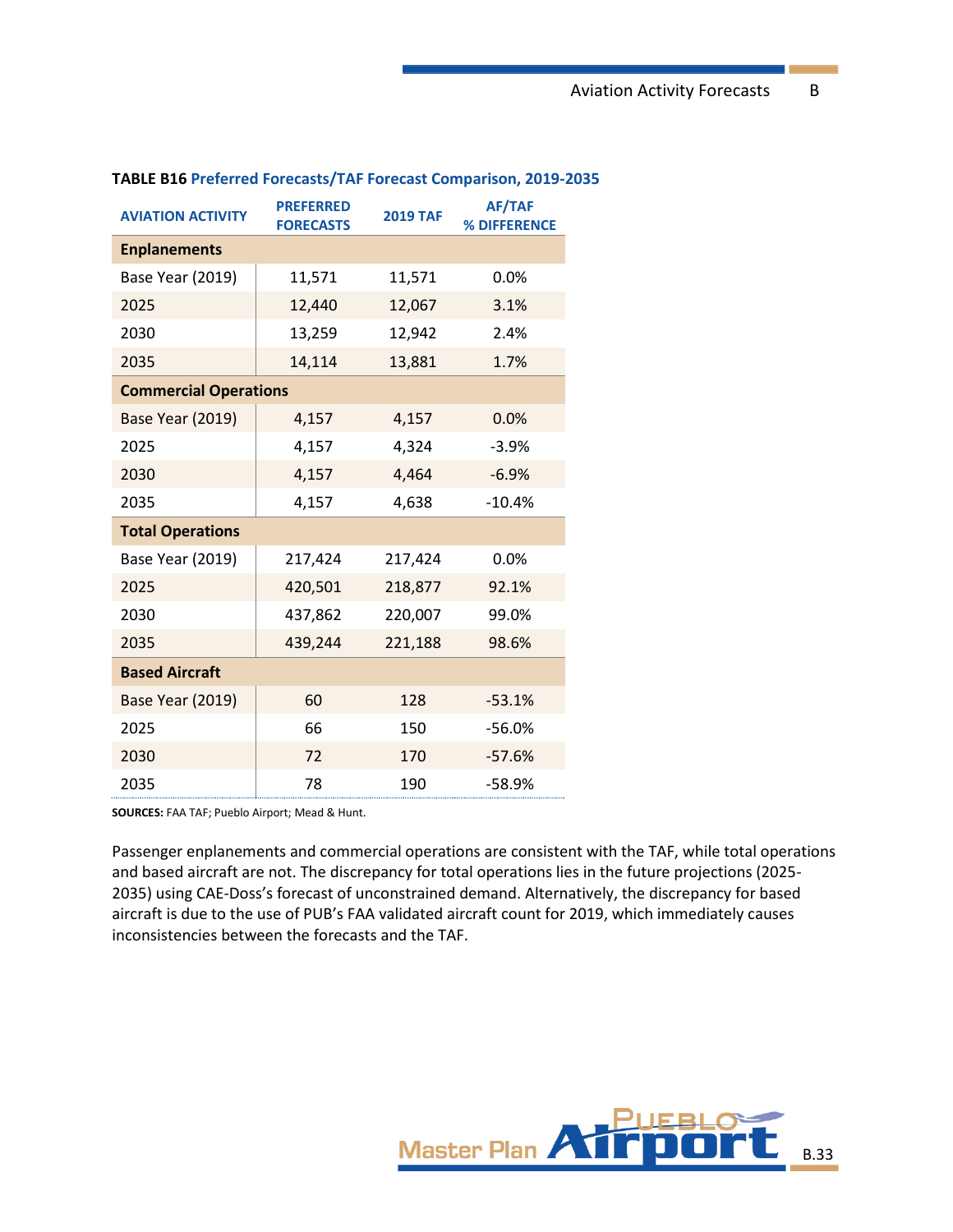**TABLE B16** Preferred Forecasts/TAF Forecast Comparison, 2019-2035

| AVIATION ACTIVITY | PREFERRED FORECASTS | 2019 TAF | AF/TAF % DIFFERENCE |
|---|---|---|---|
| **Enplanements** | | | |
| Base Year (2019) | 11,571 | 11,571 | 0.0% |
| 2025 | 12,440 | 12,067 | 3.1% |
| 2030 | 13,259 | 12,942 | 2.4% |
| 2035 | 14,114 | 13,881 | 1.7% |
| **Commercial Operations** | | | |
| Base Year (2019) | 4,157 | 4,157 | 0.0% |
| 2025 | 4,157 | 4,324 | -3.9% |
| 2030 | 4,157 | 4,464 | -6.9% |
| 2035 | 4,157 | 4,638 | -10.4% |
| **Total Operations** | | | |
| Base Year (2019) | 217,424 | 217,424 | 0.0% |
| 2025 | 420,501 | 218,877 | 92.1% |
| 2030 | 437,862 | 220,007 | 99.0% |
| 2035 | 439,244 | 221,188 | 98.6% |
| **Based Aircraft** | | | |
| Base Year (2019) | 60 | 128 | -53.1% |
| 2025 | 66 | 150 | -56.0% |
| 2030 | 72 | 170 | -57.6% |
| 2035 | 78 | 190 | -58.9% |

**SOURCES:** FAA TAF; Pueblo Airport; Mead & Hunt.

Passenger enplanements and commercial operations are consistent with the TAF, while total operations and based aircraft are not. The discrepancy for total operations lies in the future projections (2025-2035) using CAE-Doss's forecast of unconstrained demand. Alternatively, the discrepancy for based aircraft is due to the use of PUB's FAA validated aircraft count for 2019, which immediately causes inconsistencies between the forecasts and the TAF.